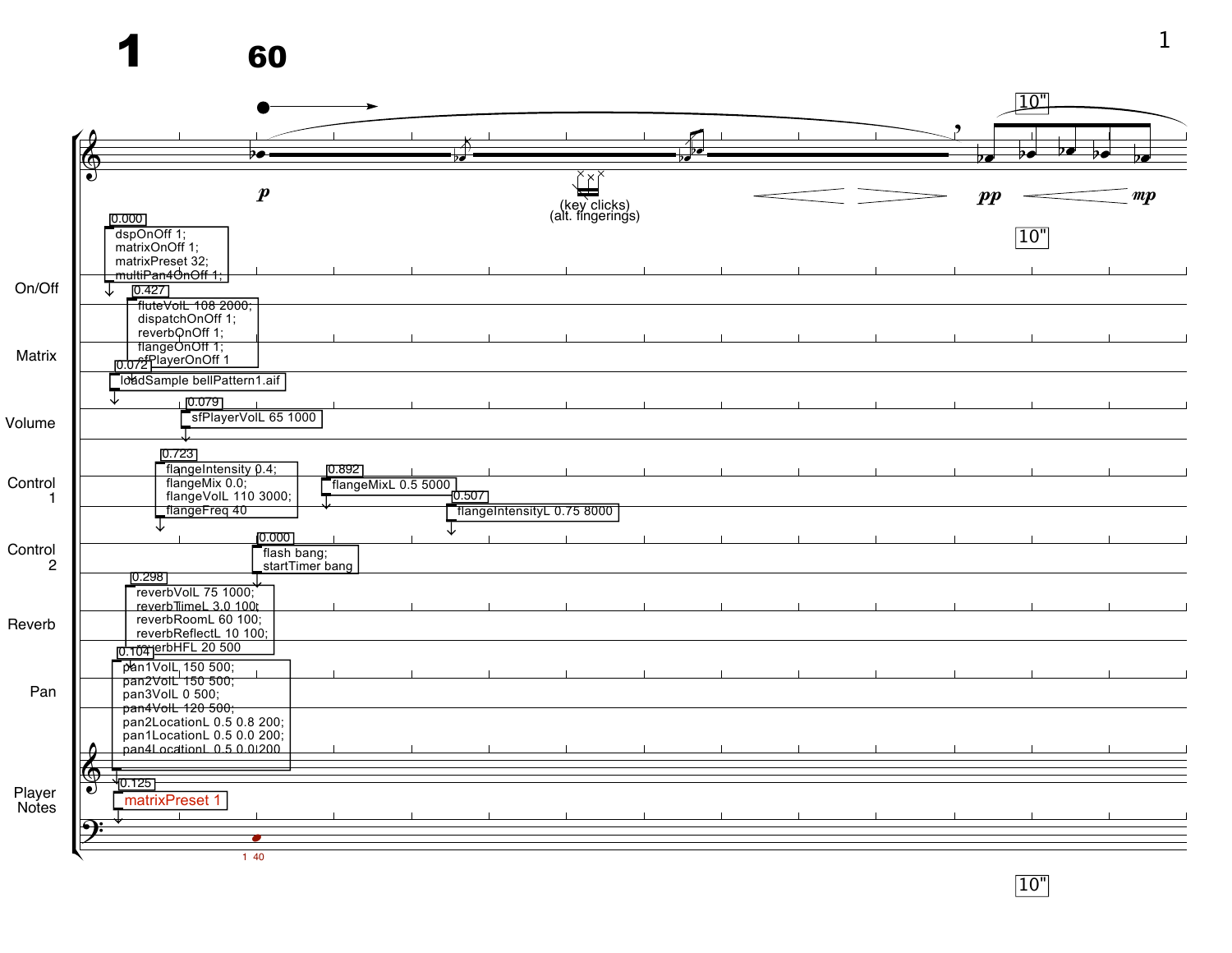**1** **60**

*p* (key clicks) (alt. fingerings) *pp* *mp*

10"

**On/Off**

0.000
```
dspOnOff 1;
matrixOnOff 1;
matrixPreset 32;
multiPan4OnOff 1;
```

0.427
```
fluteVolL 108 2000;
dispatchOnOff 1;
reverbOnOff 1;
flangeOnOff 1;
sfPlayerOnOff 1
```

**Matrix**

0.072
```
loadSample bellPattern1.aif
```

**Volume**

0.079
```
sfPlayerVolL 65 1000
```

**Control 1**

0.723
```
flangeIntensity 0.4;
flangeMix 0.0;
flangeVolL 110 3000;
flangeFreq 40
```

0.892
```
flangeMixL 0.5 5000
```

0.507
```
flangeIntensityL 0.75 8000
```

**Control 2**

0.000
```
flash bang;
startTimer bang
```

**Reverb**

0.298
```
reverbVolL 75 1000;
reverbTimeL 3.0 100;
reverbRoomL 60 100;
reverbReflectL 10 100;
reverbHFL 20 500
```

**Pan**

0.104
```
pan1VolL 150 500;
pan2VolL 150 500;
pan3VolL 0 500;
pan4VolL 120 500;
pan2LocationL 0.5 0.8 200;
pan1LocationL 0.5 0.0 200;
pan4LocationL 0.5 0.0 200
```

**Player Notes**

0.125
```
matrixPreset 1
```

1 40

10"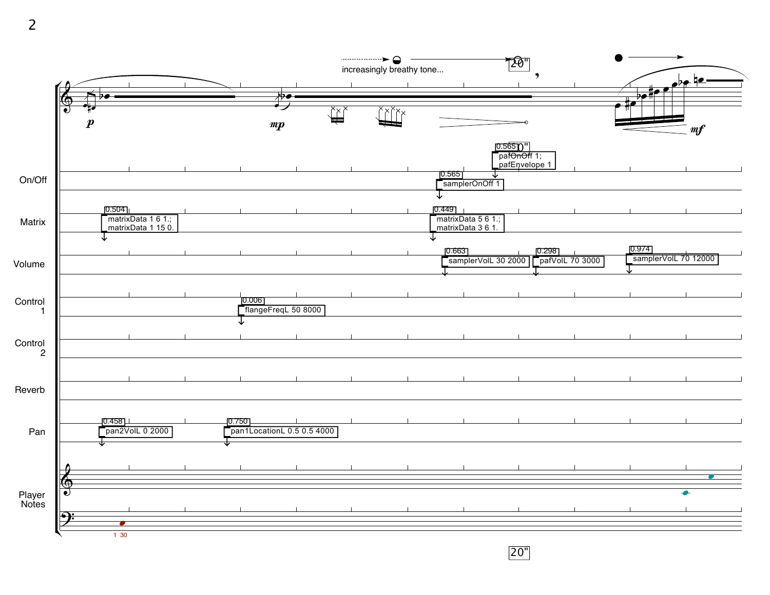increasingly breathy tone...

20"

*p* *mp* *mf*

**On/Off**

- 0.565 — samplerOnOff 1
- 0.565 — pafOnOff 1; pafEnvelope 1

**Matrix**

- 0.504 — matrixData 1 6 1.; matrixData 1 15 0.
- 0.449 — matrixData 5 6 1.; matrixData 3 6 1.

**Volume**

- 0.663 — samplerVolL 30 2000
- 0.298 — pafVolL 70 3000
- 0.974 — samplerVolL 70 12000

**Control 1**

- 0.006 — flangeFreqL 50 8000

**Control 2**

**Reverb**

**Pan**

- 0.458 — pan2VolL 0 2000
- 0.750 — pan1LocationL 0.5 0.5 4000

**Player Notes**

1 30

20"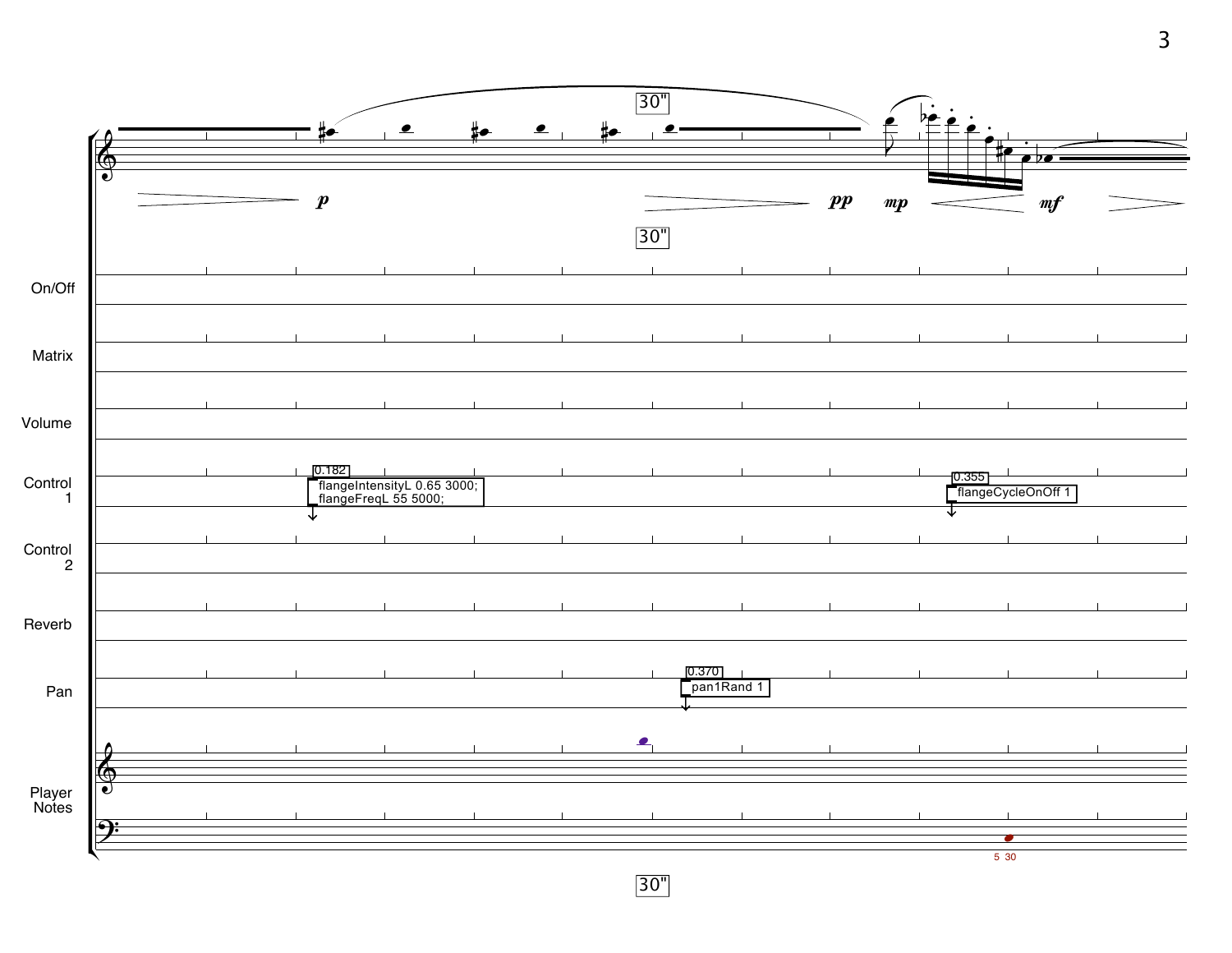30"

*p* *pp* *mp* *mf*

30"

On/Off

Matrix

Volume

Control 1

0.182
flangeIntensityL 0.65 3000;
flangeFreqL 55 5000;

0.355
flangeCycleOnOff 1

Control 2

Reverb

Pan

0.370
pan1Rand 1

Player Notes

5 30

30"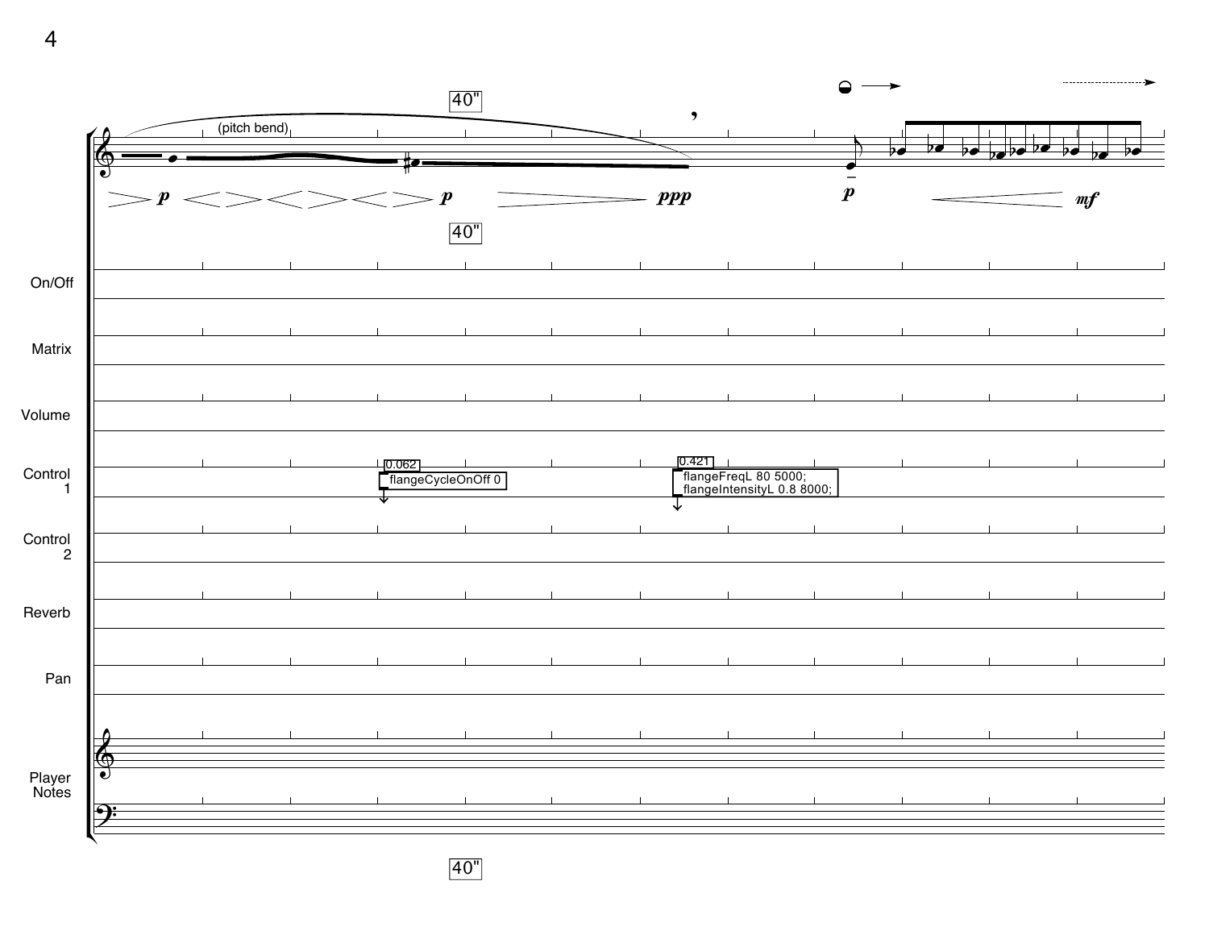40"

(pitch bend)

p p ppp p mf

40"

On/Off

Matrix

Volume

Control 1

0.062
flangeCycleOnOff 0

0.421
flangeFreqL 80 5000;
flangeIntensityL 0.8 8000;

Control 2

Reverb

Pan

Player Notes

40"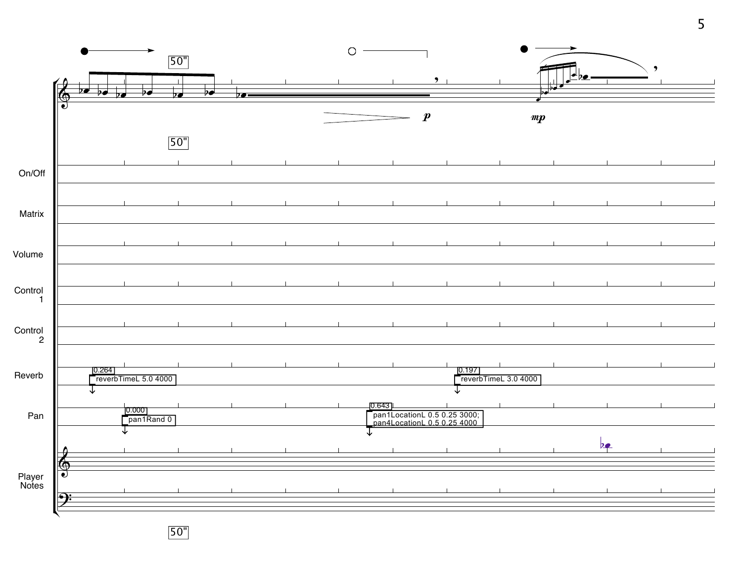50"

50"

On/Off

Matrix

Volume

Control 1

Control 2

Reverb

0.264 reverbTimeL 5.0 4000

0.197 reverbTimeL 3.0 4000

Pan

0.000 pan1Rand 0

0.643 pan1LocationL 0.5 0.25 3000; pan4LocationL 0.5 0.25 4000

Player Notes

*p*

*mp*

50"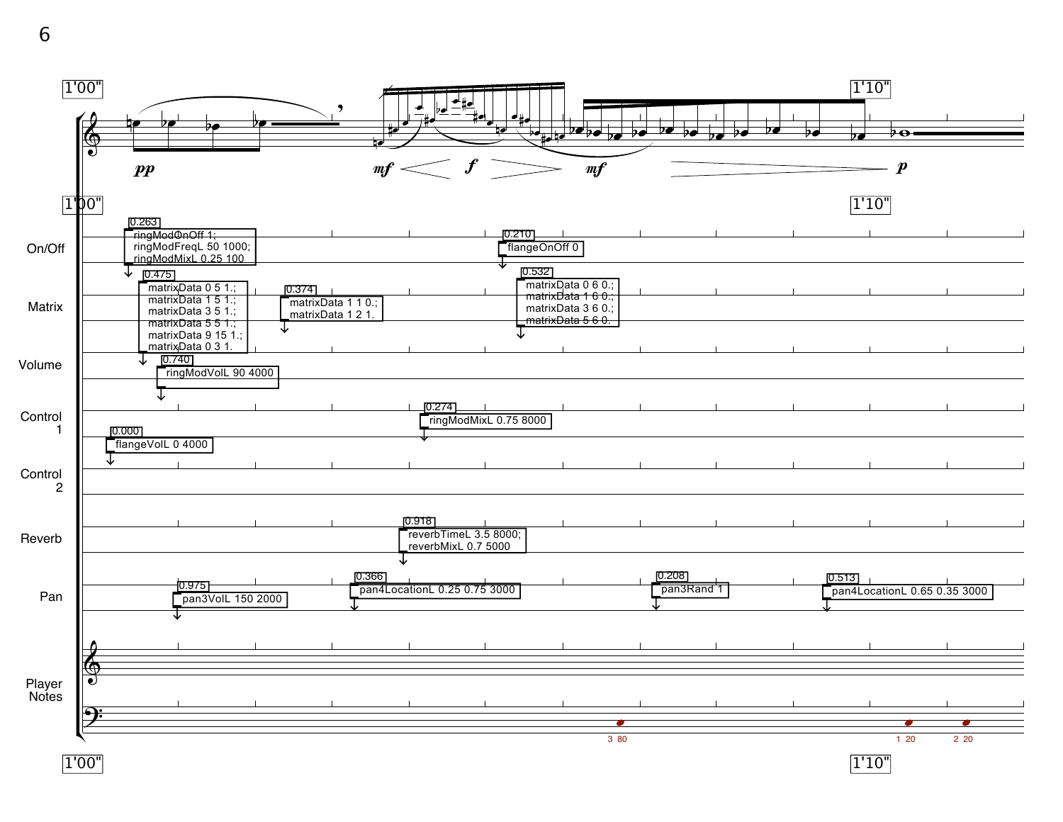1'00" — 1'10"

*pp* — *mf* — *f* — *mf* — *p*

**On/Off**

- 0.263: ringModOnOff 1; ringModFreqL 50 1000; ringModMixL 0.25 100
- 0.210: flangeOnOff 0

**Matrix**

- 0.475: matrixData 0 5 1.; matrixData 1 5 1.; matrixData 3 5 1.; matrixData 5 5 1.; matrixData 9 15 1.; matrixData 0 3 1.
- 0.374: matrixData 1 1 0.; matrixData 1 2 1.
- 0.532: matrixData 0 6 0.; matrixData 1 6 0.; matrixData 3 6 0.; matrixData 5 6 0.

**Volume**

- 0.740: ringModVolL 90 4000

**Control 1**

- 0.000: flangeVolL 0 4000
- 0.274: ringModMixL 0.75 8000

**Control 2**

**Reverb**

- 0.918: reverbTimeL 3.5 8000; reverbMixL 0.7 5000

**Pan**

- 0.975: pan3VolL 150 2000
- 0.366: pan4LocationL 0.25 0.75 3000
- 0.208: pan3Rand 1
- 0.513: pan4LocationL 0.65 0.35 3000

**Player Notes**

3 80 — 1 20 — 2 20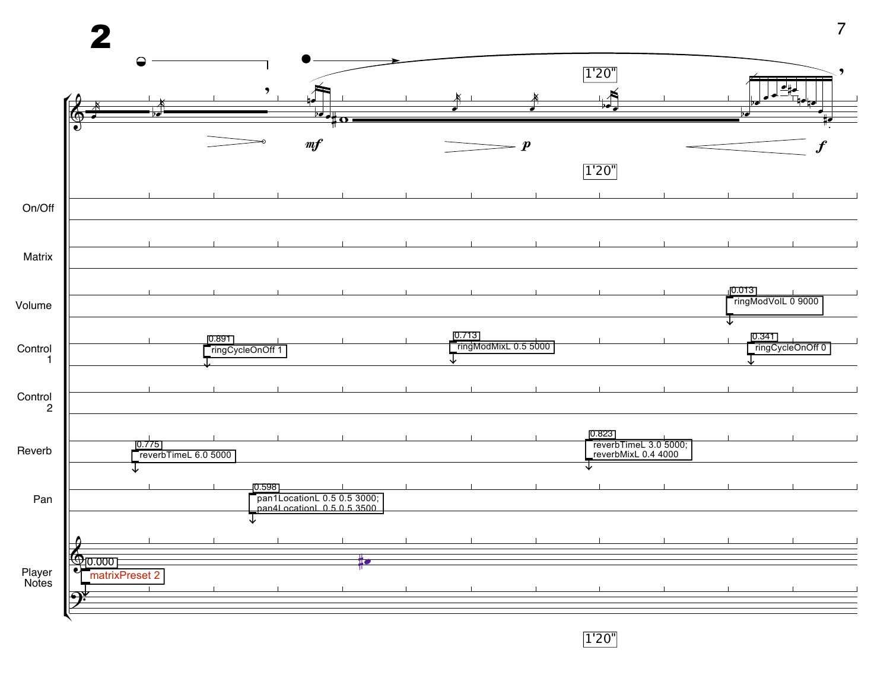# 2

1'20"

*mf* *p* *f*

1'20"

On/Off

Matrix

Volume

0.013
ringModVolL 0 9000

Control 1

0.891
ringCycleOnOff 1

0.713
ringModMixL 0.5 5000

0.341
ringCycleOnOff 0

Control 2

Reverb

0.775
reverbTimeL 6.0 5000

0.823
reverbTimeL 3.0 5000;
reverbMixL 0.4 4000

Pan

0.598
pan1LocationL 0.5 0.5 3000;
pan4LocationL 0.5 0.5 3500

Player Notes

0.000
matrixPreset 2

1'20"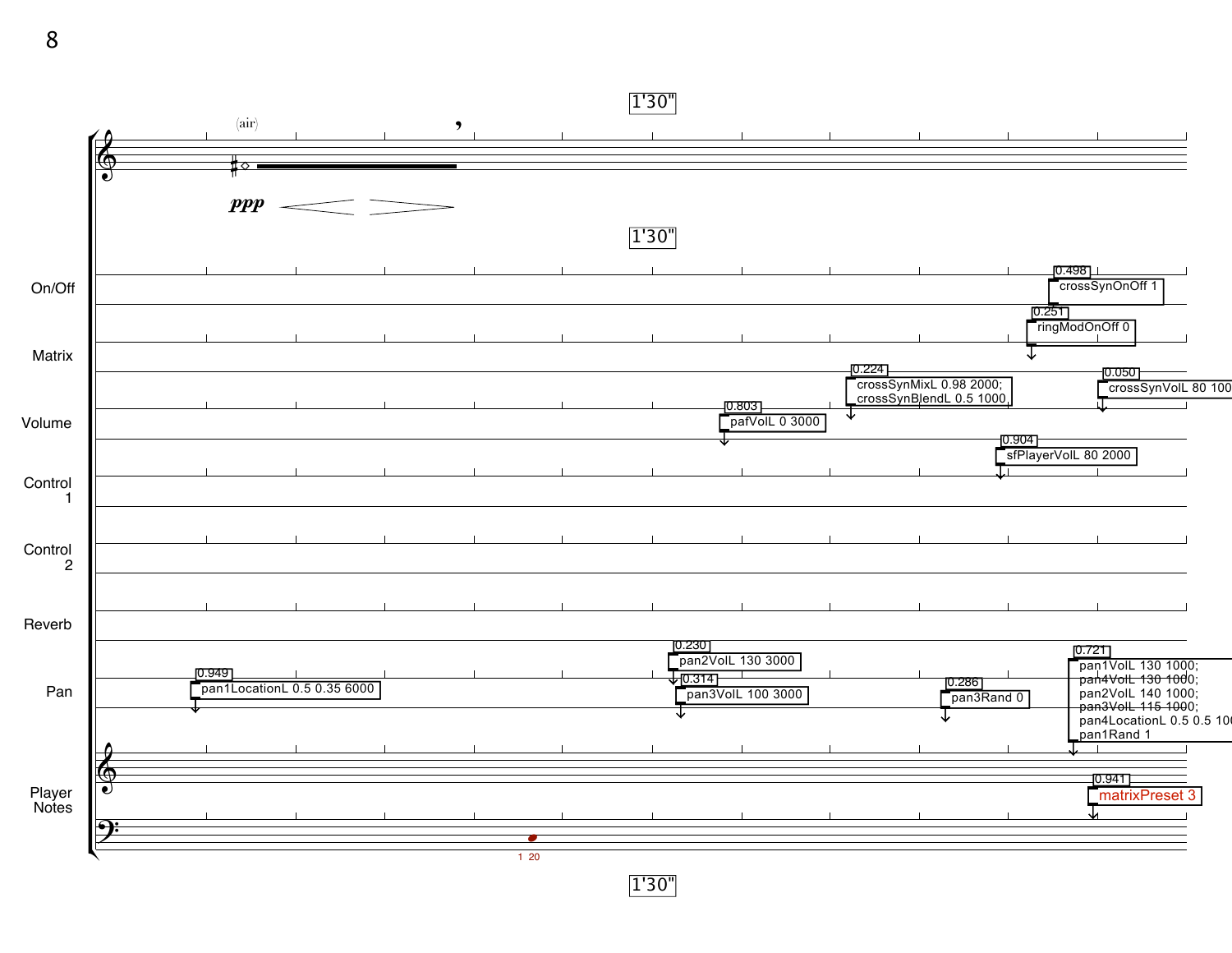1'30"

(air)

*ppp*

| Track | Events |
| --- | --- |
| On/Off | 0.498 crossSynOnOff 1; 0.251 ringModOnOff 0 |
| Matrix | 0.224 crossSynMixL 0.98 2000; crossSynBlendL 0.5 1000; 0.050 crossSynVolL 80 100 |
| Volume | 0.803 pafVolL 0 3000; 0.904 sfPlayerVolL 80 2000 |
| Control 1 | |
| Control 2 | |
| Reverb | |
| Pan | 0.949 pan1LocationL 0.5 0.35 6000; 0.230 pan2VolL 130 3000; 0.314 pan3VolL 100 3000; 0.286 pan3Rand 0; 0.721 pan1VolL 130 1000; pan4VolL 130 1000; pan2VolL 140 1000; pan3VolL 115 1000; pan4LocationL 0.5 0.5 100; pan1Rand 1 |
| Player Notes | 1 20; 0.941 matrixPreset 3 |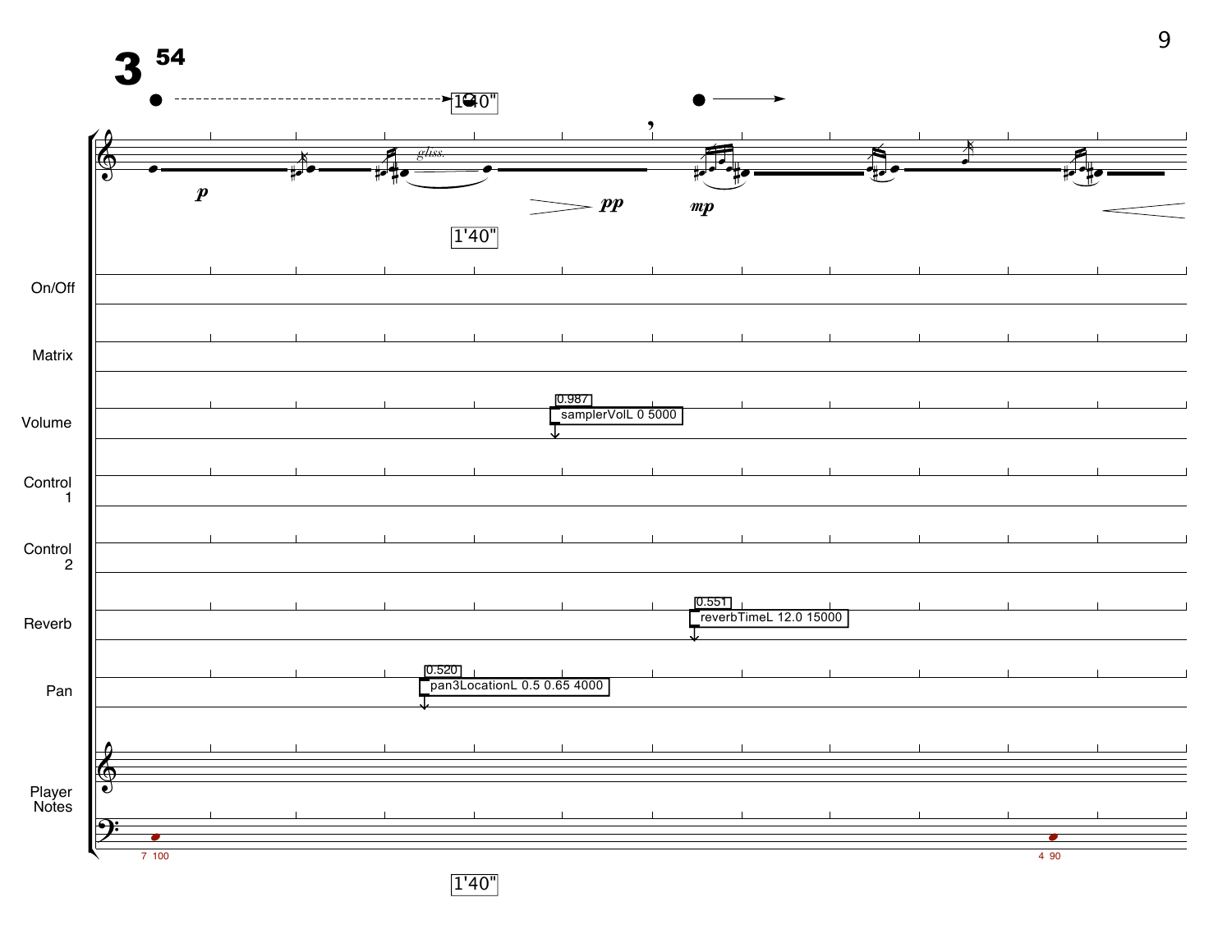# 3 [54]

1'40"

*p* *pp* *mp*

*gliss.*

1'40"

On/Off

Matrix

Volume

0.987 samplerVolL 0 5000

Control 1

Control 2

Reverb

0.551 reverbTimeL 12.0 15000

Pan

0.520 pan3LocationL 0.5 0.65 4000

Player Notes

7 100

4 90

1'40"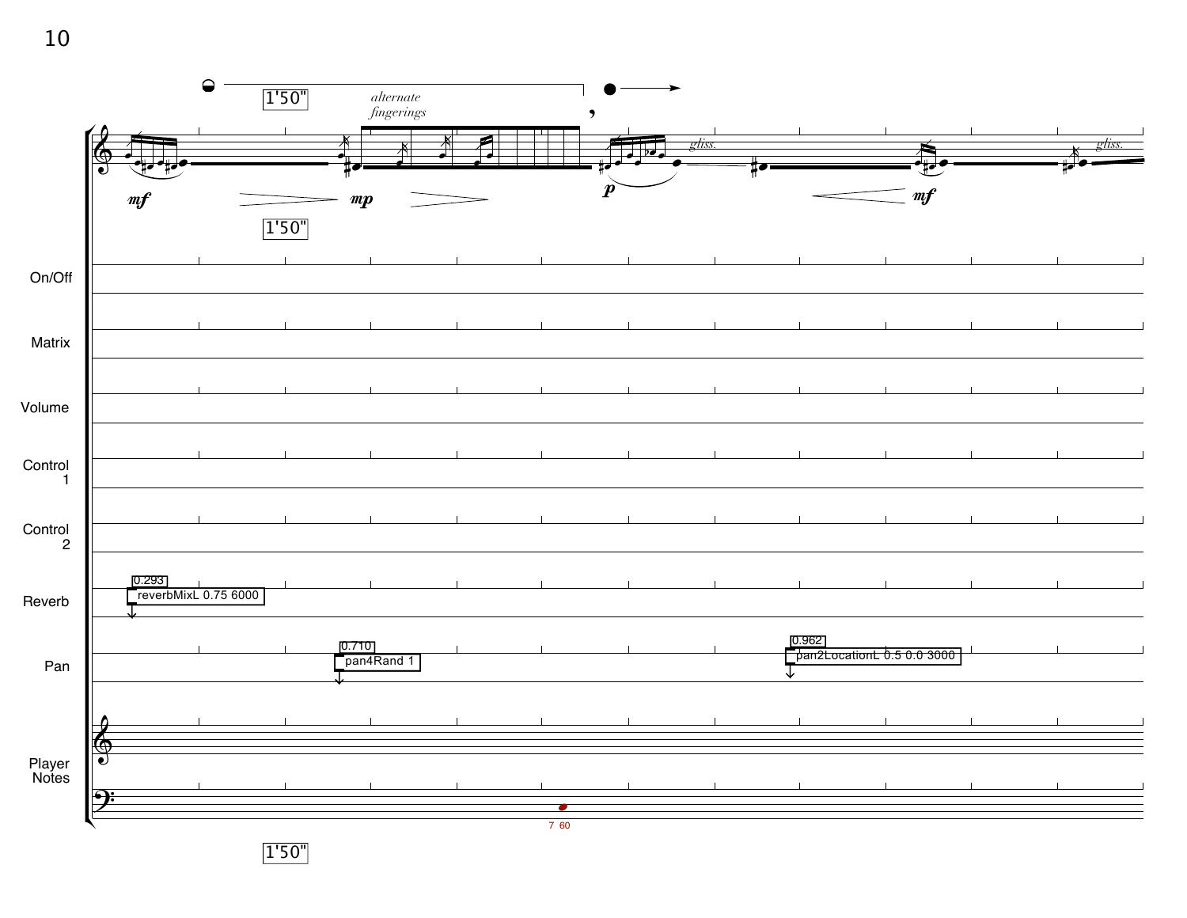1'50"

*alternate fingerings*

*gliss.*

*gliss.*

*mf* *mp* *p* *mf*

1'50"

On/Off

Matrix

Volume

Control 1

Control 2

Reverb

0.293

reverbMixL 0.75 6000

Pan

0.710

pan4Rand 1

0.962

pan2LocationL 0.5 0.0 3000

Player Notes

7 60

1'50"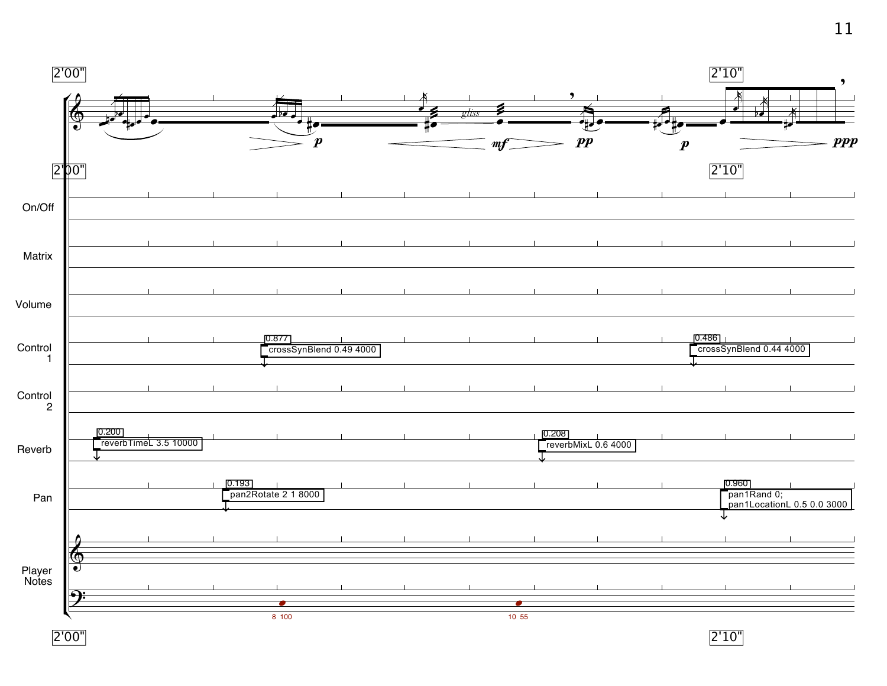2'00" 2'10"

2'00" 2'10"

On/Off

Matrix

Volume

Control 1

0.877
crossSynBlend 0.49 4000

0.486
crossSynBlend 0.44 4000

Control 2

Reverb

0.200
reverbTimeL 3.5 10000

0.208
reverbMixL 0.6 4000

Pan

0.193
pan2Rotate 2 1 8000

0.960
pan1Rand 0;
pan1LocationL 0.5 0.0 3000

Player Notes

8 100

10 55

2'00" 2'10"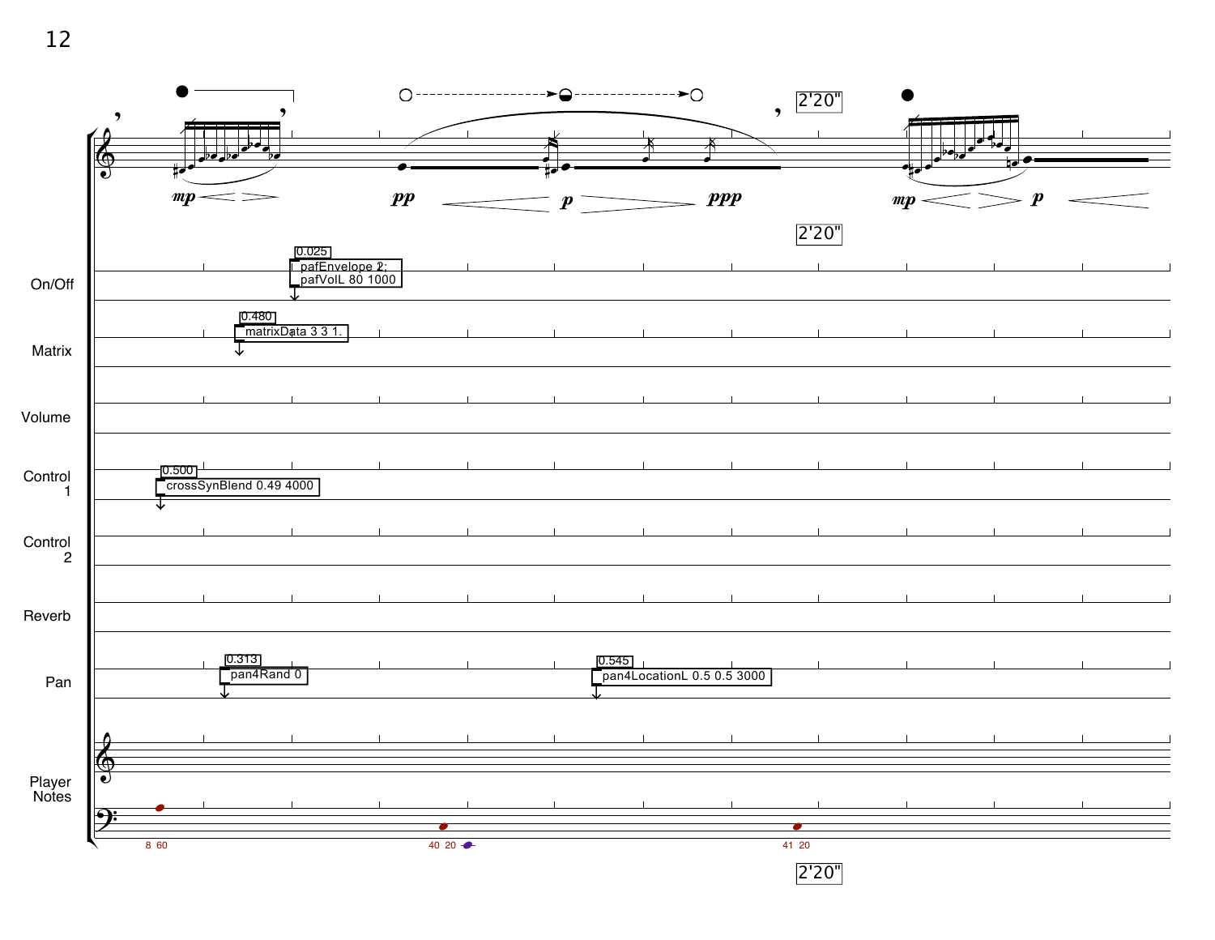2'20"

*mp* *pp* *p* *ppp* *mp* *p*

2'20"

On/Off

0.025
pafEnvelope 2;
pafVolL 80 1000

Matrix

0.480
matrixData 3 3 1.

Volume

Control 1

0.500
crossSynBlend 0.49 4000

Control 2

Reverb

Pan

0.313
pan4Rand 0

0.545
pan4LocationL 0.5 0.5 3000

Player Notes

8 60

40 20

41 20

2'20"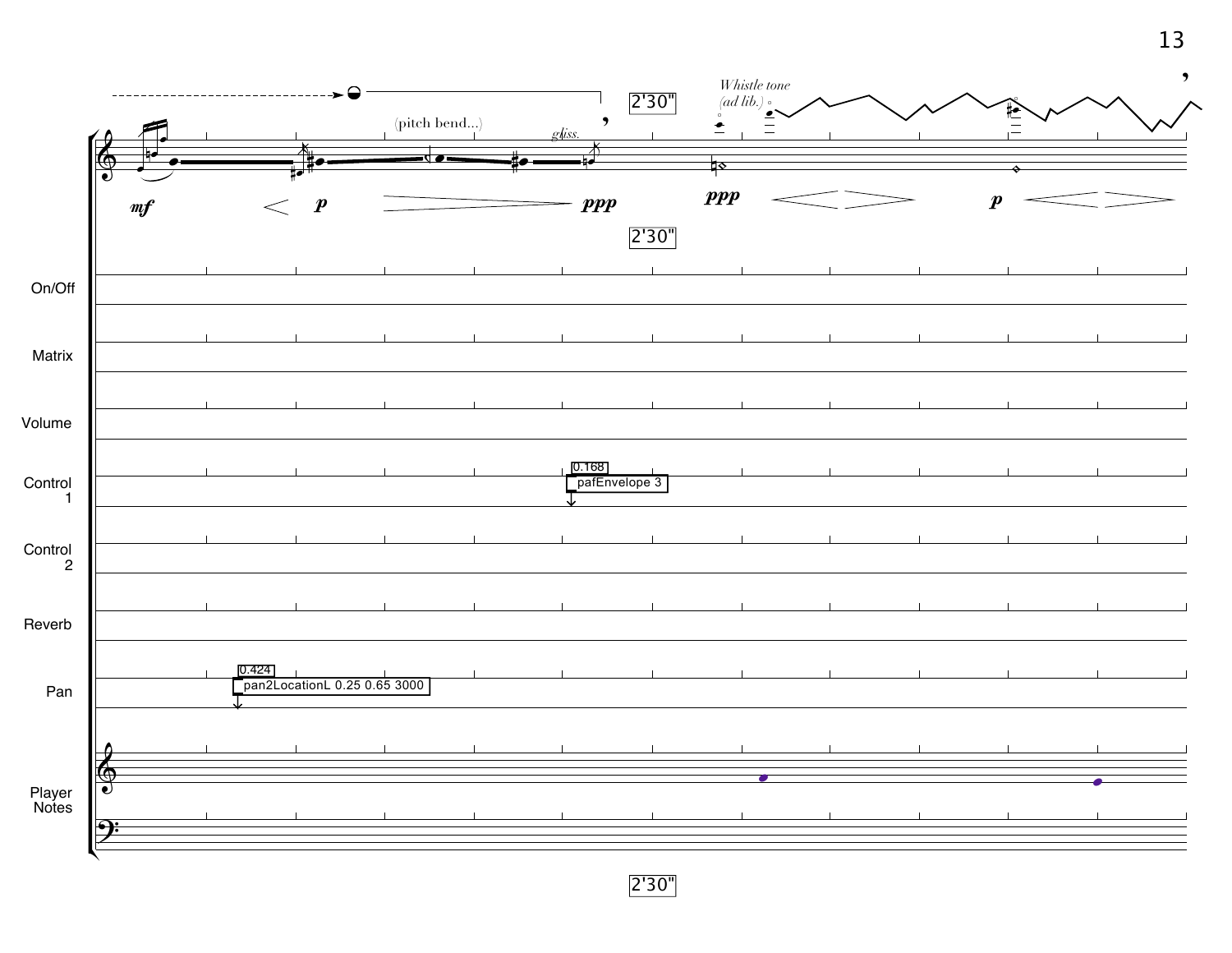2'30"

(pitch bend...)

*gliss.*

*Whistle tone (ad lib.)*

*mf* *p* *ppp* *ppp* *p*

2'30"

On/Off

Matrix

Volume

Control 1

0.168
pafEnvelope 3

Control 2

Reverb

Pan

0.424
pan2LocationL 0.25 0.65 3000

Player Notes

2'30"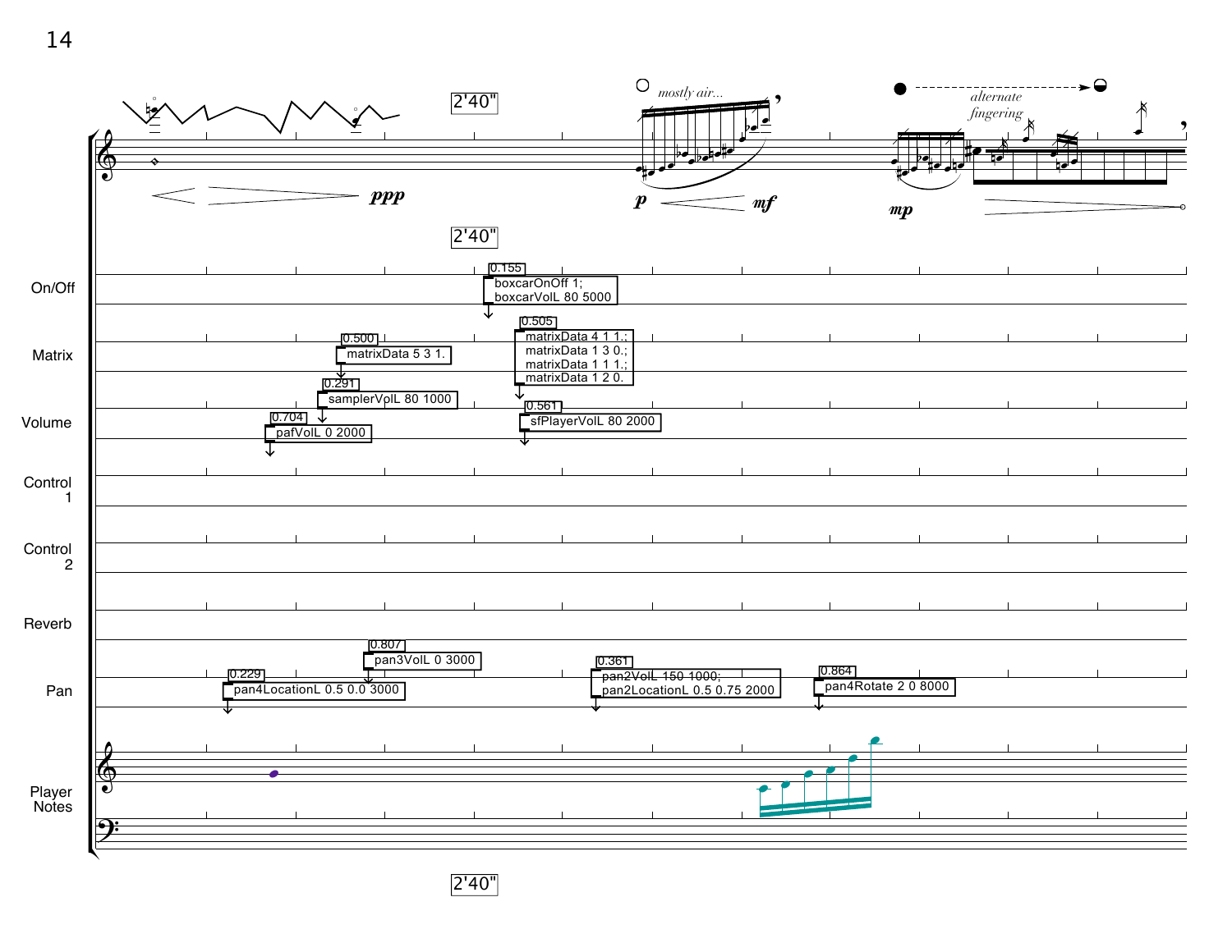2'40"

*mostly air...*

*alternate fingering*

*ppp* *p* *mf* *mp*

2'40"

On/Off

0.155
```
boxcarOnOff 1;
boxcarVolL 80 5000
```

Matrix

0.500
```
matrixData 5 3 1.
```

0.505
```
matrixData 4 1 1.;
matrixData 1 3 0.;
matrixData 1 1 1.;
matrixData 1 2 0.
```

Volume

0.291
```
samplerVolL 80 1000
```

0.704
```
pafVolL 0 2000
```

0.561
```
sfPlayerVolL 80 2000
```

Control 1

Control 2

Reverb

Pan

0.807
```
pan3VolL 0 3000
```

0.229
```
pan4LocationL 0.5 0.0 3000
```

0.361
```
pan2VolL 150 1000;
pan2LocationL 0.5 0.75 2000
```

0.864
```
pan4Rotate 2 0 8000
```

Player Notes

2'40"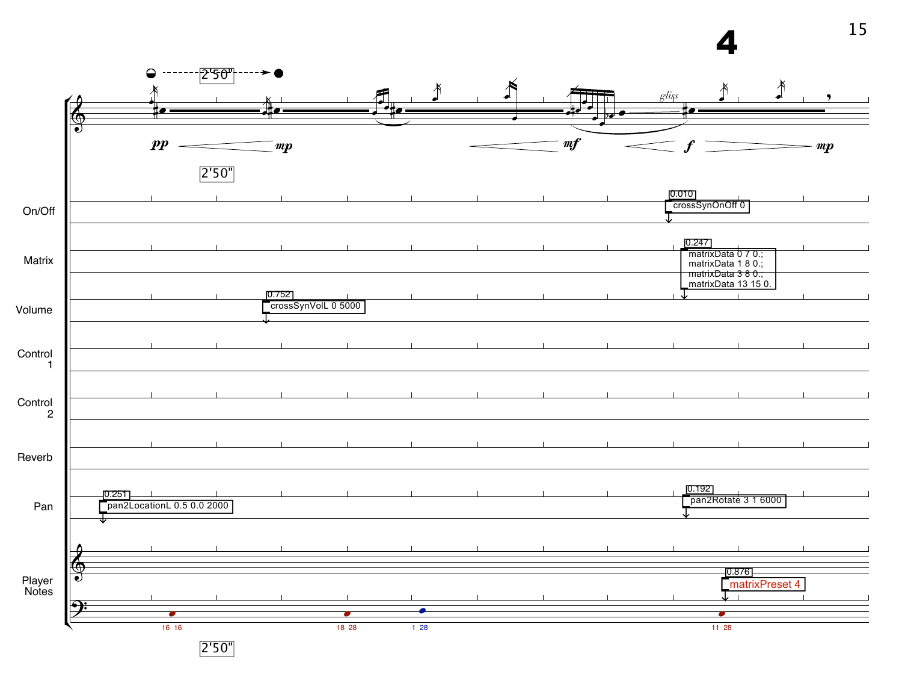# 4

2'50"

*pp* *mp* *mf* *f* *mp*

*gliss*

2'50"

On/Off

0.010
crossSynOnOff 0

Matrix

0.247
matrixData 0 7 0.;
matrixData 1 8 0.;
matrixData 3 8 0.;
matrixData 13 15 0.

Volume

0.752
crossSynVolL 0 5000

Control 1

Control 2

Reverb

Pan

0.251
pan2LocationL 0.5 0.0 2000

0.192
pan2Rotate 3 1 6000

Player Notes

0.876
matrixPreset 4

16 16 · 18 28 · 1 28 · 11 28

2'50"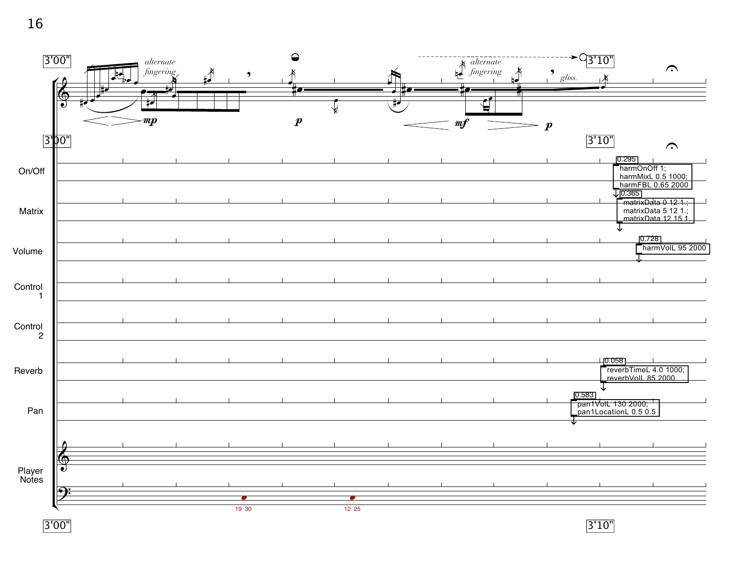3'00" 3'10"

*alternate fingering* *alternate fingering* *gliss.*

*mp* *p* *mf* *p*

3'00" 3'10"

On/Off

0.295
harmOnOff 1;
harmMixL 0.5 1000;
harmFBL 0.65 2000

Matrix

0.365
matrixData 0 12 1.;
matrixData 5 12 1.;
matrixData 12 15 1.

Volume

0.728
harmVolL 95 2000

Control 1

Control 2

Reverb

0.058
reverbTimeL 4.0 1000;
reverbVolL 85 2000

Pan

0.583
pan1VolL 130 2000;
pan1LocationL 0.5 0.5

Player Notes

19 30

12 25

3'00" 3'10"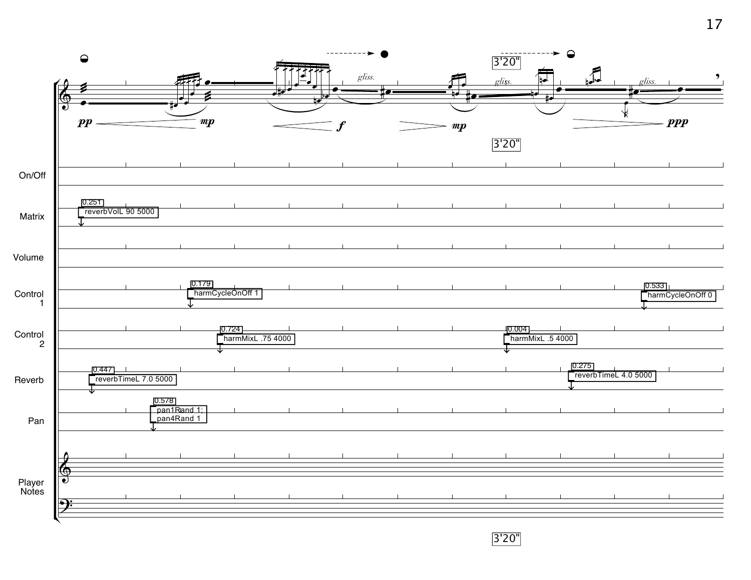3'20"

*gliss.* *gliss.* *gliss.*

*pp* *mp* *f* *mp* *ppp*

3'20"

On/Off

Matrix

0.251
reverbVolL 90 5000

Volume

Control 1

0.179
harmCycleOnOff 1

0.533
harmCycleOnOff 0

Control 2

0.724
harmMixL .75 4000

0.004
harmMixL .5 4000

Reverb

0.447
reverbTimeL 7.0 5000

0.275
reverbTimeL 4.0 5000

Pan

0.578
pan1Rand 1;
pan4Rand 1

Player Notes

3'20"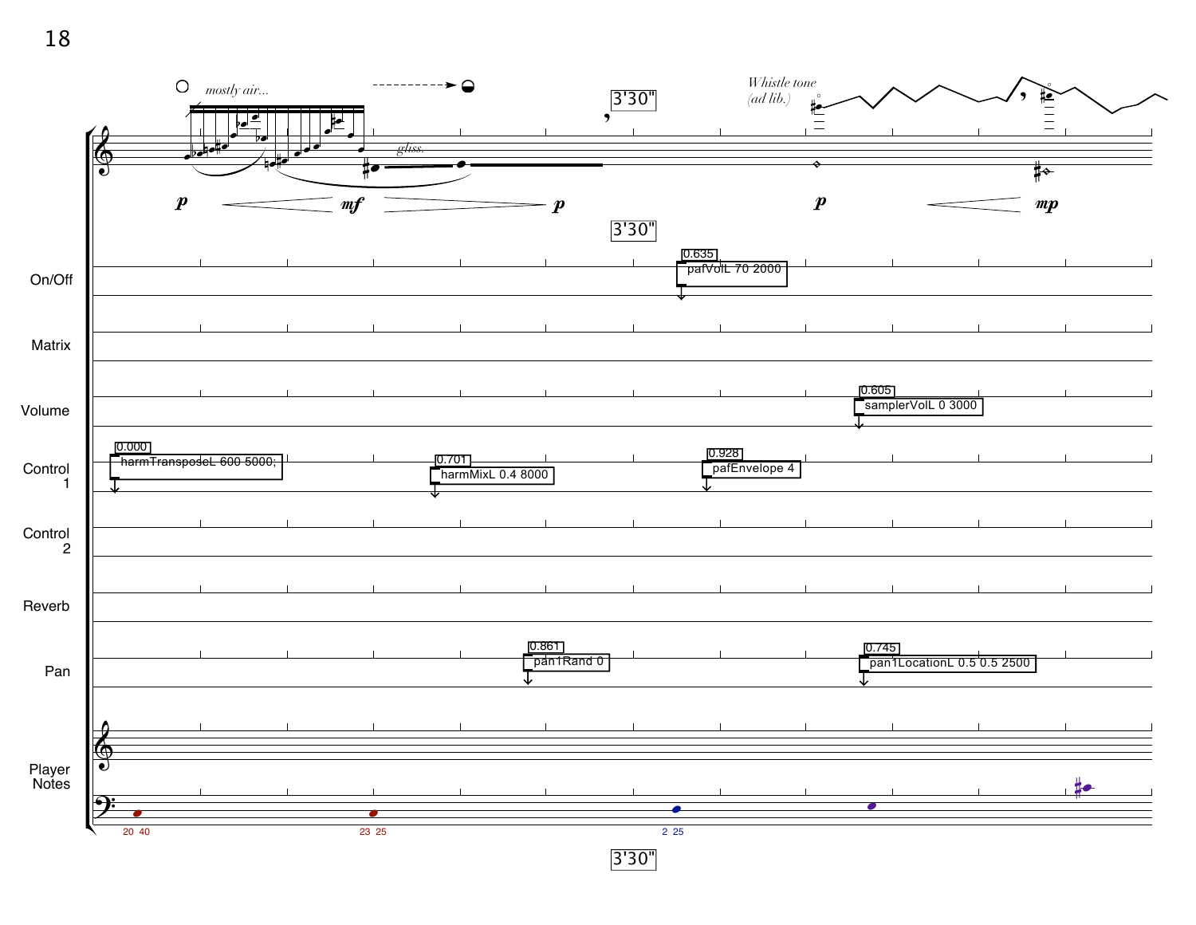mostly air...

*gliss.*

**p** **mf** **p**

3'30"

*Whistle tone (ad lib.)*

**p** **mp**

On/Off

0.635 pafVolL 70 2000

Matrix

Volume

0.605 samplerVolL 0 3000

Control 1

0.000 harmTransposeL 600 5000;

0.701 harmMixL 0.4 8000

0.928 pafEnvelope 4

Control 2

Reverb

Pan

0.861 pan1Rand 0

0.745 pan1LocationL 0.5 0.5 2500

Player Notes

20 40

23 25

2 25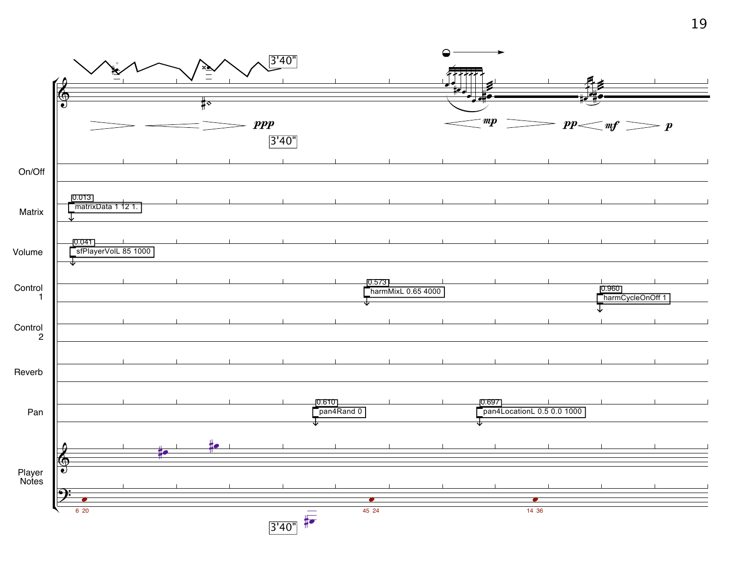3'40"

*ppp*

3'40"

*mp* *pp* *mf* *p*

On/Off

Matrix

0.013
matrixData 1 12 1.

Volume

0.041
sfPlayerVolL 85 1000

Control 1

0.573
harmMixL 0.65 4000

0.960
harmCycleOnOff 1

Control 2

Reverb

Pan

0.610
pan4Rand 0

0.697
pan4LocationL 0.5 0.0 1000

Player Notes

6 20

45 24

14 36

3'40"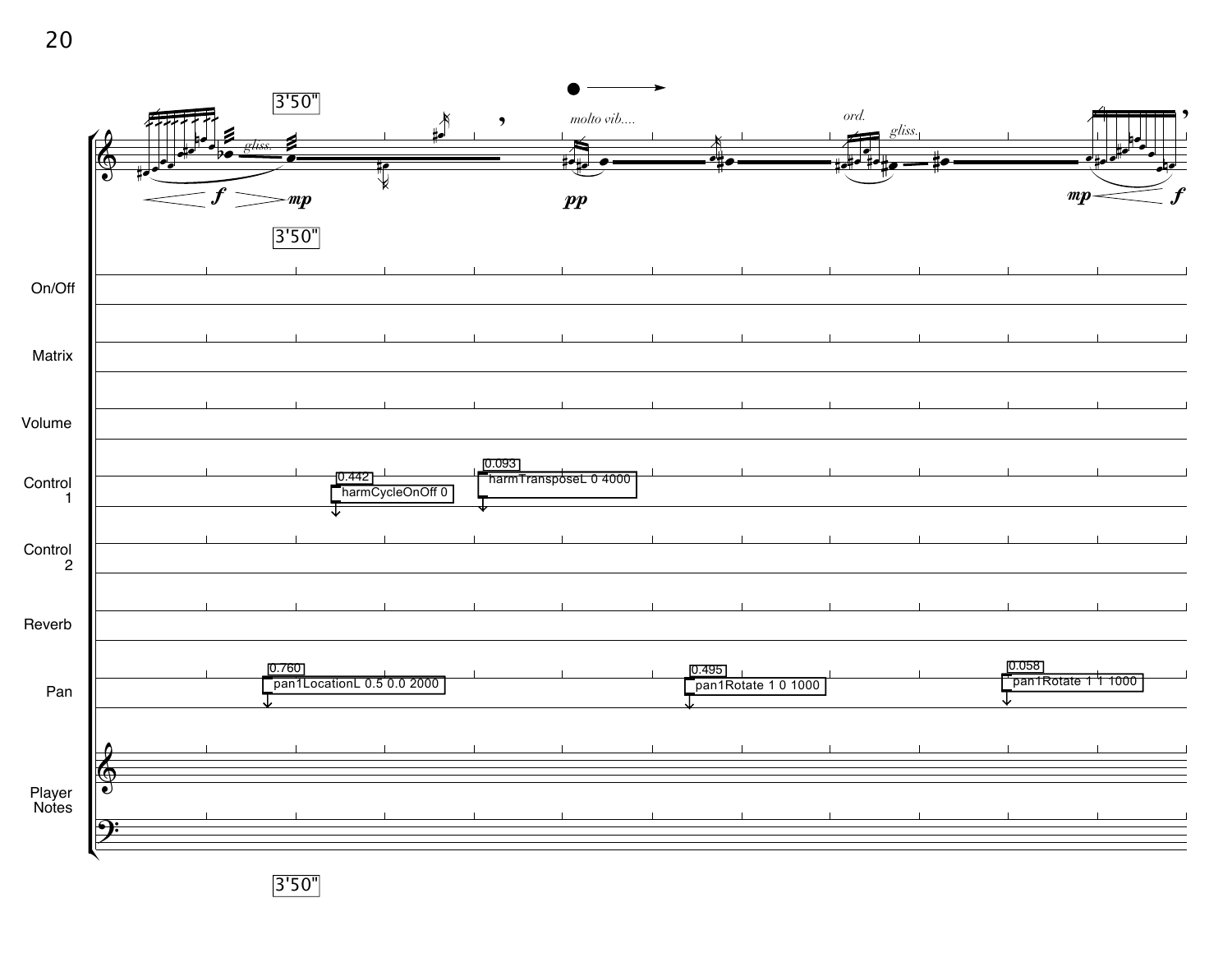3'50"

*molto vib....*

*ord.*

*gliss.*

*gliss.*

*f* *mp* *pp* *mp* *f*

3'50"

On/Off

Matrix

Volume

Control 1

0.442 harmCycleOnOff 0

0.093 harmTransposeL 0 4000

Control 2

Reverb

Pan

0.760 pan1LocationL 0.5 0.0 2000

0.495 pan1Rotate 1 0 1000

0.058 pan1Rotate 1 1 1000

Player Notes

3'50"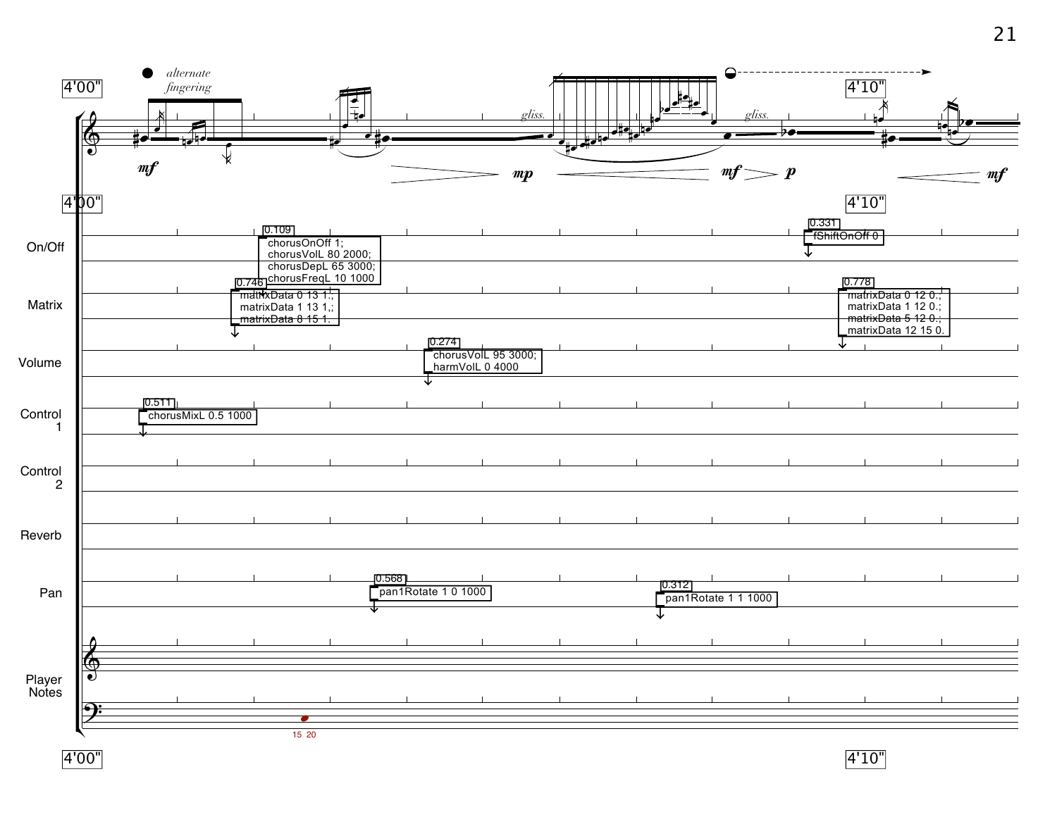4'00" | 4'10"

*alternate fingering*

*mf* — *gliss.* — *mp* — *mf* — *gliss.* — *p* — *mf*

4'00" | 4'10"

**On/Off**

0.109
```
chorusOnOff 1;
chorusVolL 80 2000;
chorusDepL 65 3000;
chorusFreqL 10 1000
```

0.331
```
fShiftOnOff 0
```

**Matrix**

0.746
```
matrixData 0 13 1.;
matrixData 1 13 1.;
matrixData 8 15 1.
```

0.778
```
matrixData 0 12 0.;
matrixData 1 12 0.;
matrixData 5 12 0.;
matrixData 12 15 0.
```

**Volume**

0.274
```
chorusVolL 95 3000;
harmVolL 0 4000
```

**Control 1**

0.511
```
chorusMixL 0.5 1000
```

**Control 2**

**Reverb**

**Pan**

0.568
```
pan1Rotate 1 0 1000
```

0.312
```
pan1Rotate 1 1 1000
```

**Player Notes**

15 20

4'00" | 4'10"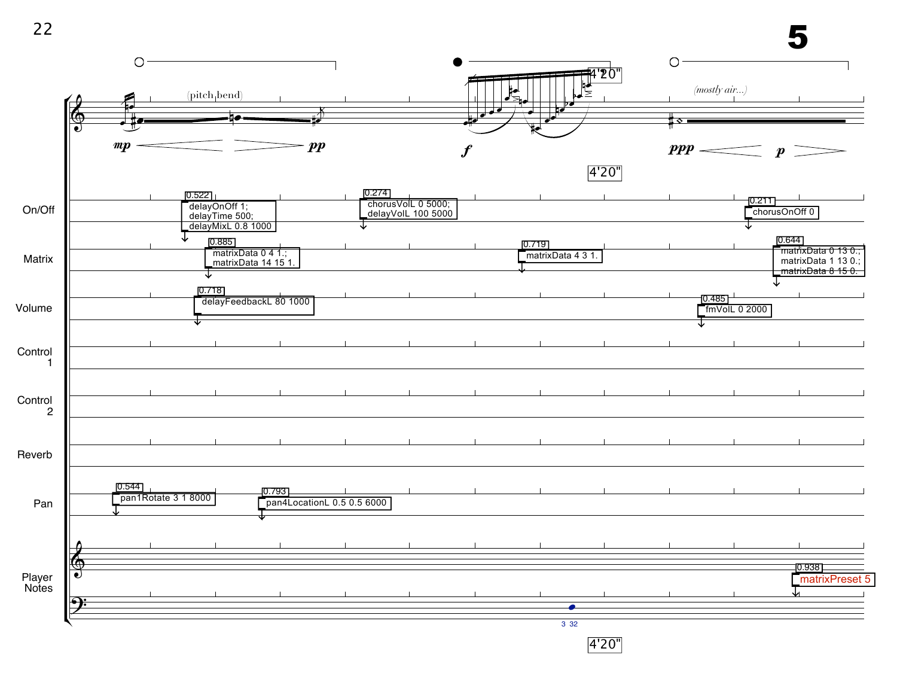**5**

(pitch bend)

*mp* *pp*

*f*

4'20"

*(mostly air...)*

*ppp* *p*

On/Off

0.522
delayOnOff 1;
delayTime 500;
delayMixL 0.8 1000

0.274
chorusVolL 0 5000;
delayVolL 100 5000

0.211
chorusOnOff 0

Matrix

0.885
matrixData 0 4 1.;
matrixData 14 15 1.

0.719
matrixData 4 3 1.

0.644
matrixData 0 13 0.;
matrixData 1 13 0.;
matrixData 8 15 0.

Volume

0.718
delayFeedbackL 80 1000

0.485
fmVolL 0 2000

Control 1

Control 2

Reverb

Pan

0.544
pan1Rotate 3 1 8000

0.793
pan4LocationL 0.5 0.5 6000

Player Notes

0.938
matrixPreset 5

3 32

4'20"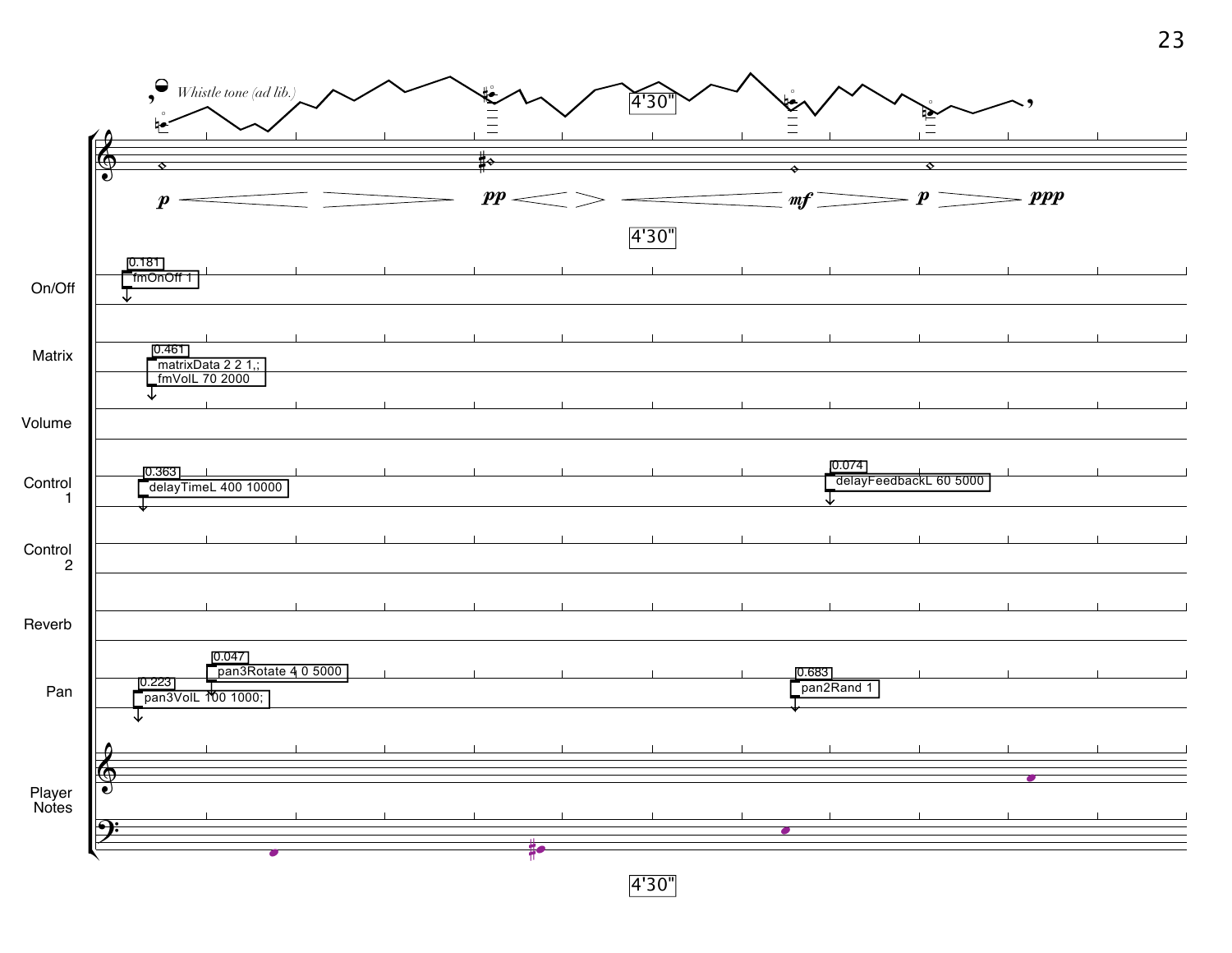*Whistle tone (ad lib.)*

4'30"

p pp mf p ppp

4'30"

| Staff | Events |
| --- | --- |
| On/Off | 0.181 fmOnOff 1 |
| Matrix | 0.461 matrixData 2 2 1,; fmVolL 70 2000 |
| Volume | |
| Control 1 | 0.363 delayTimeL 400 10000; 0.074 delayFeedbackL 60 5000 |
| Control 2 | |
| Reverb | |
| Pan | 0.223 pan3VolL 100 1000;; 0.047 pan3Rotate 4 0 5000; 0.683 pan2Rand 1 |
| Player Notes | |

4'30"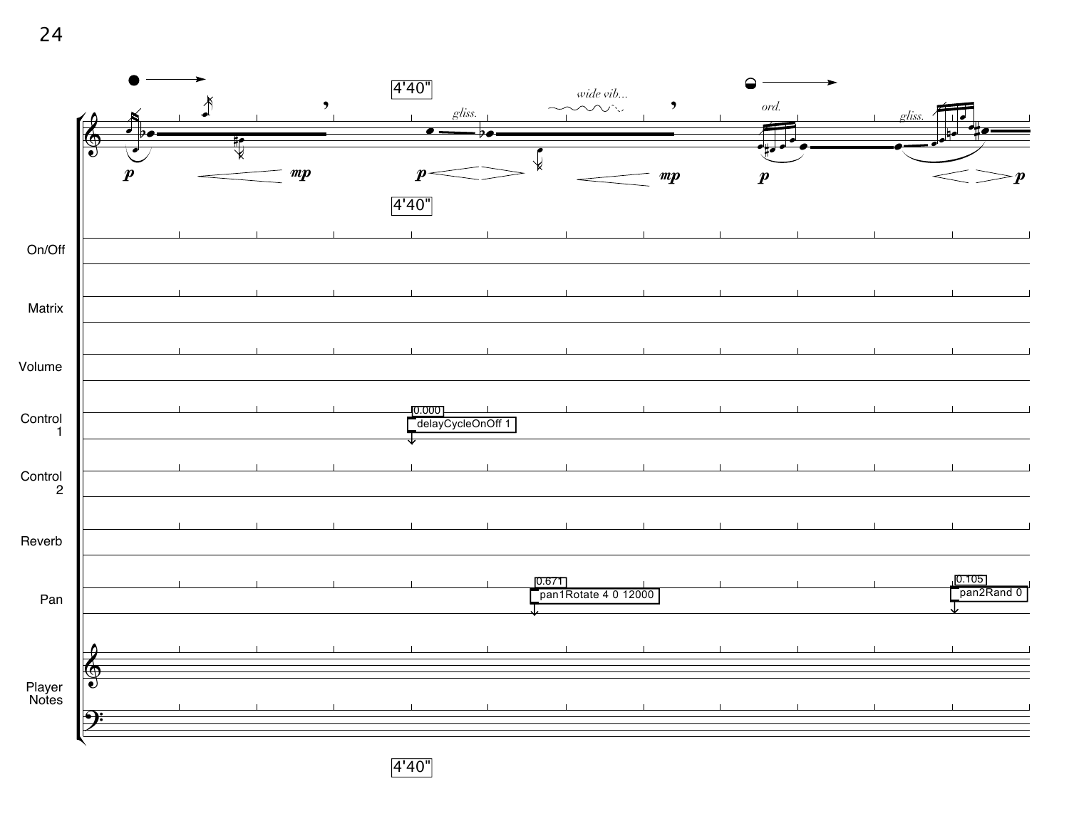4'40"

*wide vib...*

*gliss.*

*ord.*

*gliss.*

*p* *mp* *p* *mp* *p* *p*

4'40"

On/Off

Matrix

Volume

Control 1

0.000 delayCycleOnOff 1

Control 2

Reverb

Pan

0.671 pan1Rotate 4 0 12000

0.105 pan2Rand 0

Player Notes

4'40"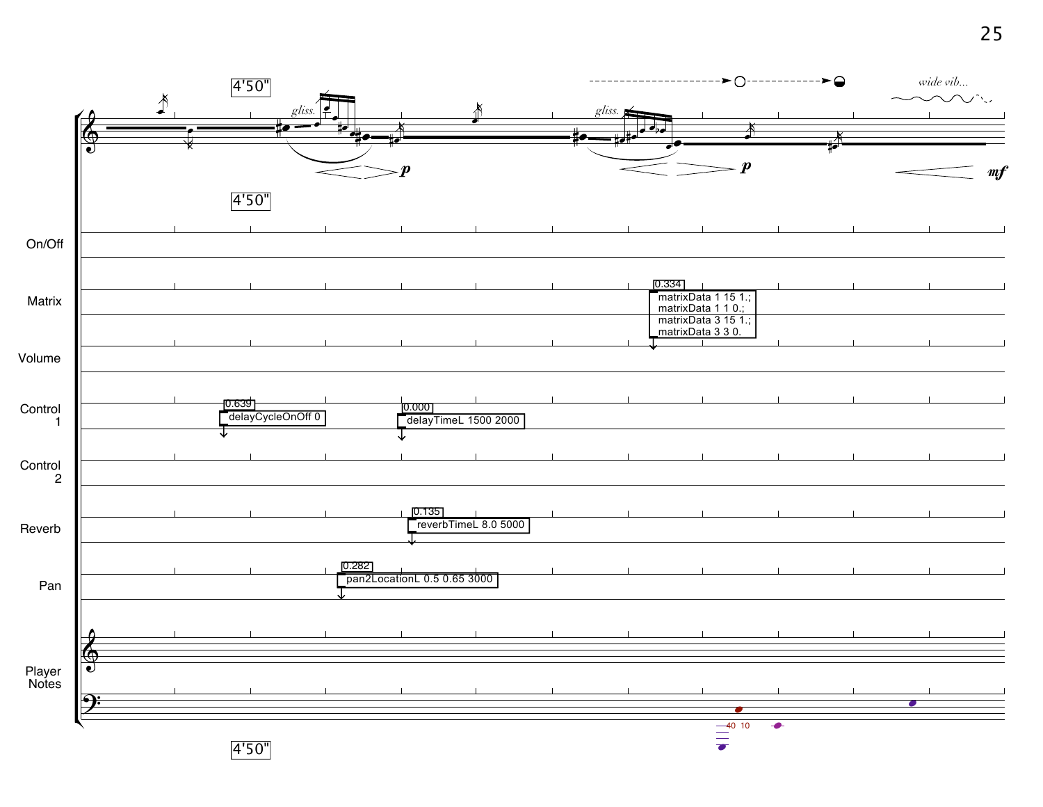4'50"

*gliss.* *gliss.* *wide vib...*

*p* *p* *mf*

4'50"

On/Off

Matrix

0.334
matrixData 1 15 1.;
matrixData 1 1 0.;
matrixData 3 15 1.;
matrixData 3 3 0.

Volume

Control 1

0.639
delayCycleOnOff 0

0.000
delayTimeL 1500 2000

Control 2

Reverb

0.135
reverbTimeL 8.0 5000

Pan

0.282
pan2LocationL 0.5 0.65 3000

Player Notes

40 10

4'50"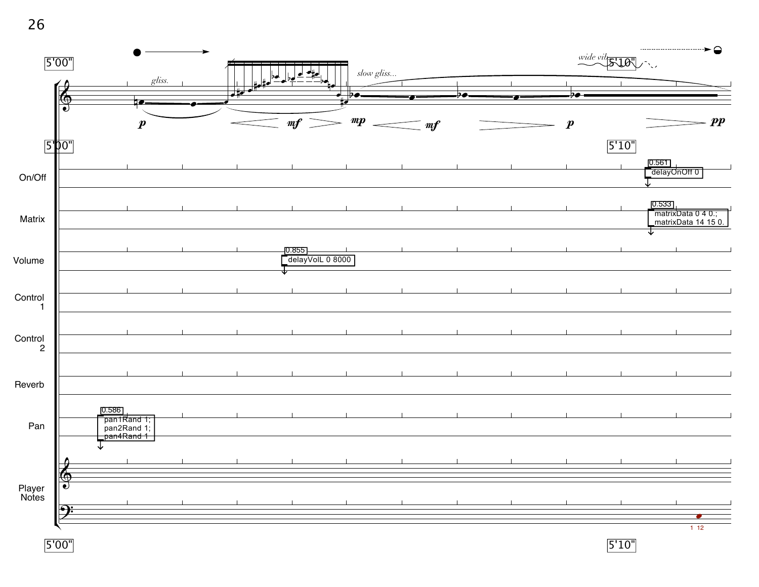5'00"

*gliss.*

*slow gliss...*

*wide vib.*

5'10"

**p** **mf** **mp** **mf** **p** **pp**

5'00" 5'10"

On/Off

0.561
delayOnOff 0

Matrix

0.533
matrixData 0 4 0.;
matrixData 14 15 0.

Volume

0.855
delayVolL 0 8000

Control 1

Control 2

Reverb

Pan

0.586
pan1Rand 1;
pan2Rand 1;
pan4Rand 1

Player Notes

1 12

5'00" 5'10"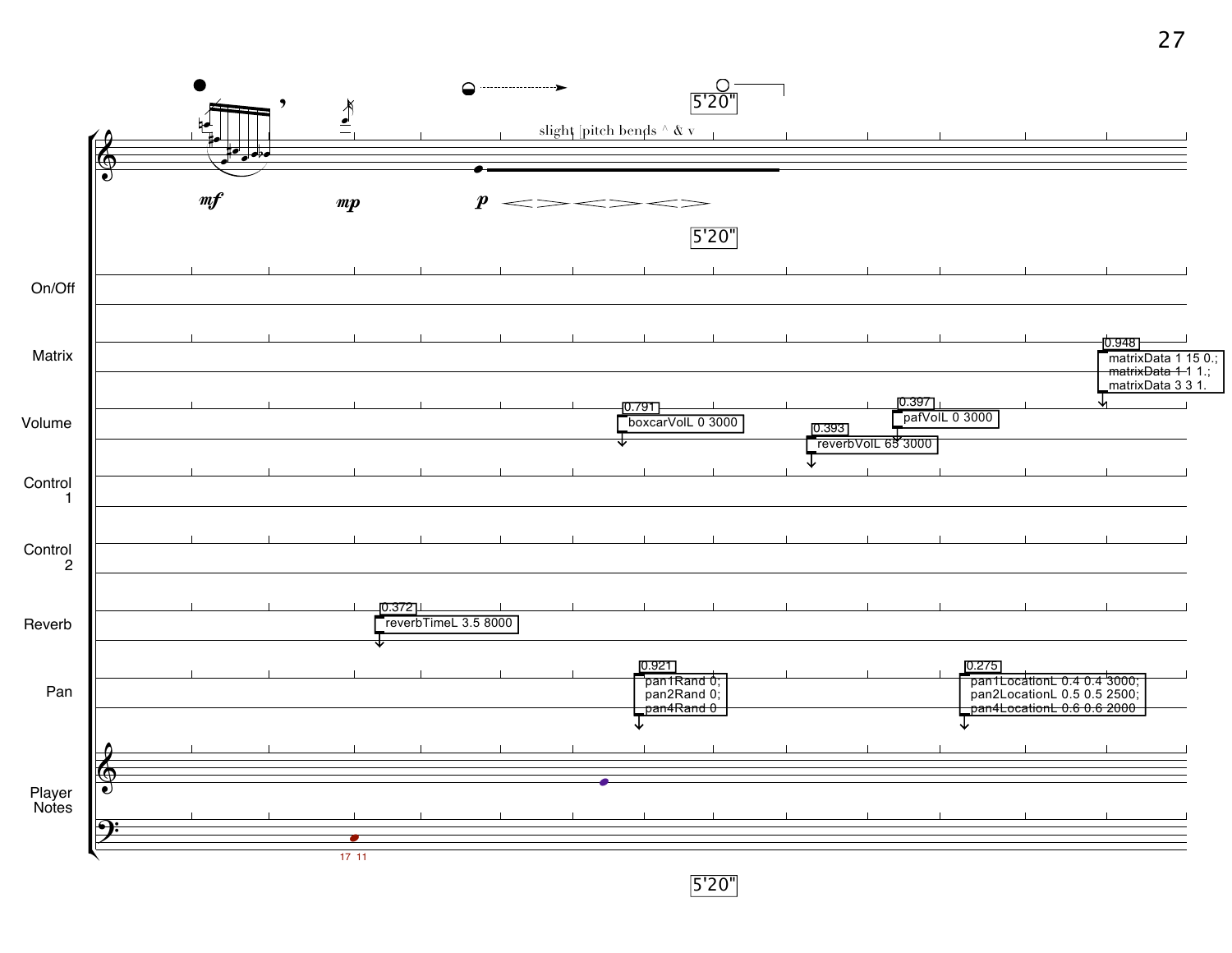slight pitch bends ^ & v

*mf* *mp* *p*

5'20"

On/Off

Matrix

0.948
matrixData 1 15 0.;
matrixData 1 1 1.;
matrixData 3 3 1.

Volume

0.791
boxcarVolL 0 3000

0.393
reverbVolL 65 3000

0.397
pafVolL 0 3000

Control 1

Control 2

Reverb

0.372
reverbTimeL 3.5 8000

Pan

0.921
pan1Rand 0;
pan2Rand 0;
pan4Rand 0

0.275
pan1LocationL 0.4 0.4 3000;
pan2LocationL 0.5 0.5 2500;
pan4LocationL 0.6 0.6 2000

Player Notes

17 11

5'20"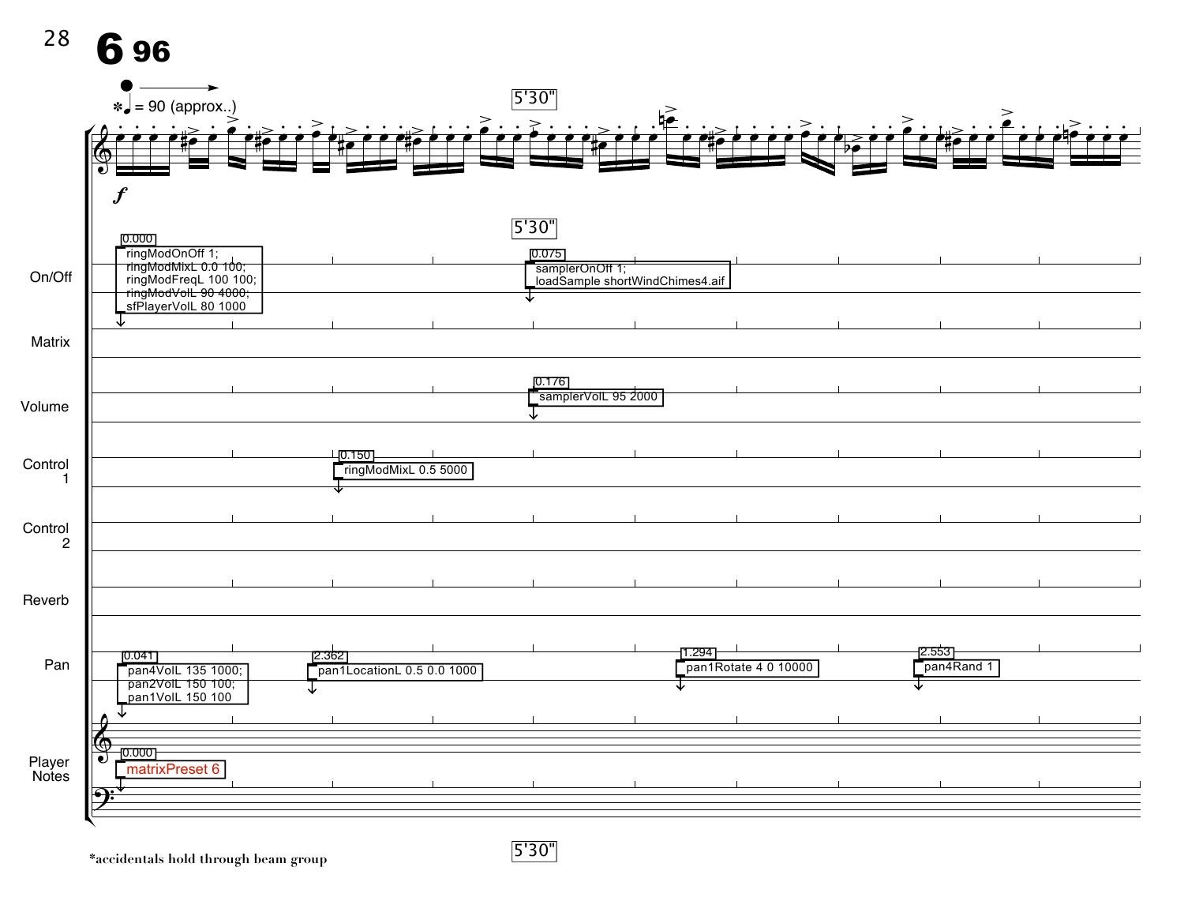# 6 96

♩ = 90 (approx..) *

5'30"

*f*

**On/Off**

0.000
```
ringModOnOff 1;
ringModMixL 0.0 100;
ringModFreqL 100 100;
ringModVolL 90 4000;
sfPlayerVolL 80 1000
```

0.075
```
samplerOnOff 1;
loadSample shortWindChimes4.aif
```

**Matrix**

**Volume**

0.176
```
samplerVolL 95 2000
```

**Control 1**

0.150
```
ringModMixL 0.5 5000
```

**Control 2**

**Reverb**

**Pan**

0.041
```
pan4VolL 135 1000;
pan2VolL 150 100;
pan1VolL 150 100
```

2.362
```
pan1LocationL 0.5 0.0 1000
```

1.294
```
pan1Rotate 4 0 10000
```

2.553
```
pan4Rand 1
```

**Player Notes**

0.000
```
matrixPreset 6
```

*accidentals hold through beam group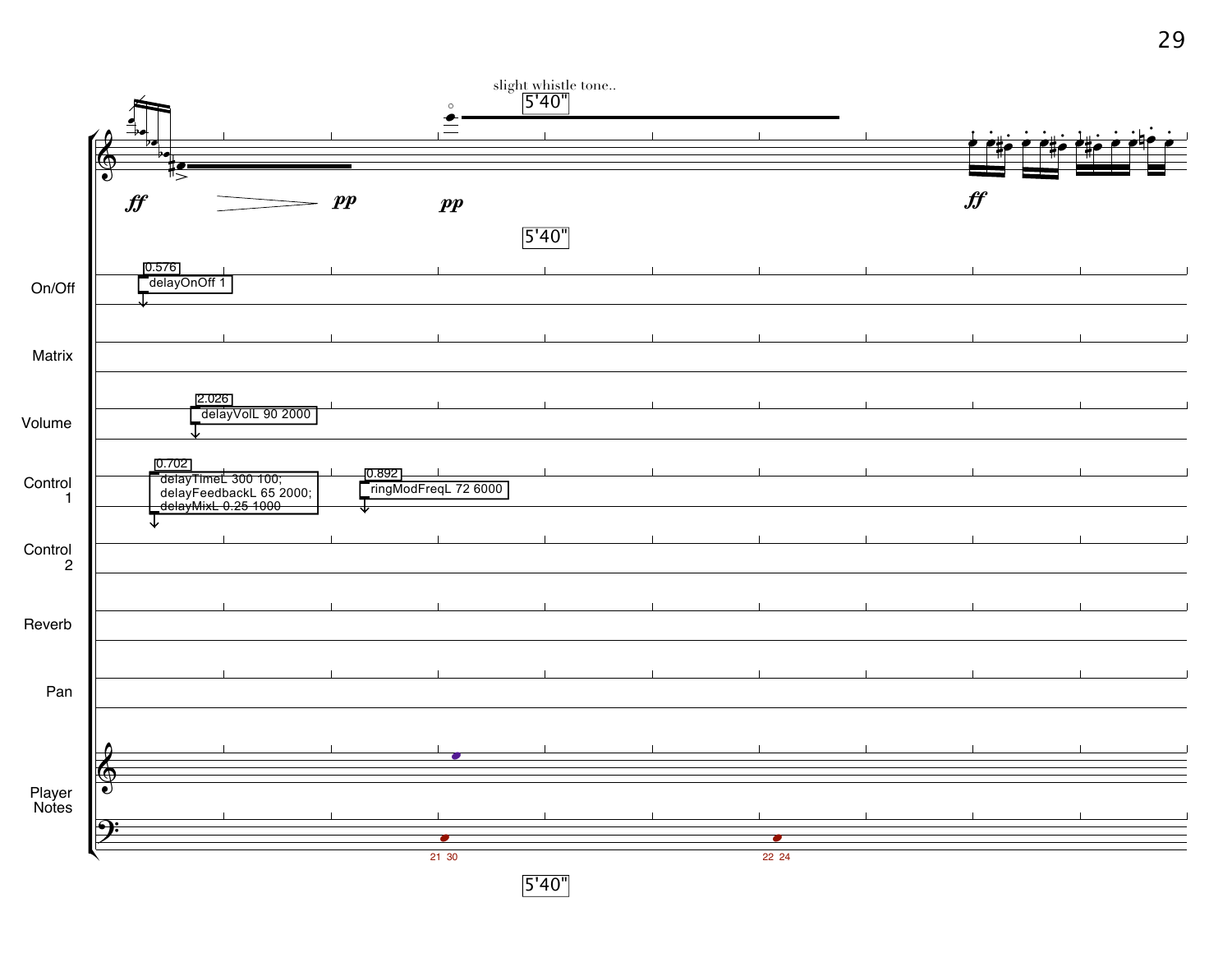slight whistle tone..

5'40"

*ff* *pp* *pp* *ff*

5'40"

On/Off

0.576
delayOnOff 1

Matrix

Volume

2.026
delayVolL 90 2000

Control 1

0.702
delayTimeL 300 100;
delayFeedbackL 65 2000;
delayMixL 0.25 1000

0.892
ringModFreqL 72 6000

Control 2

Reverb

Pan

Player Notes

21 30

22 24

5'40"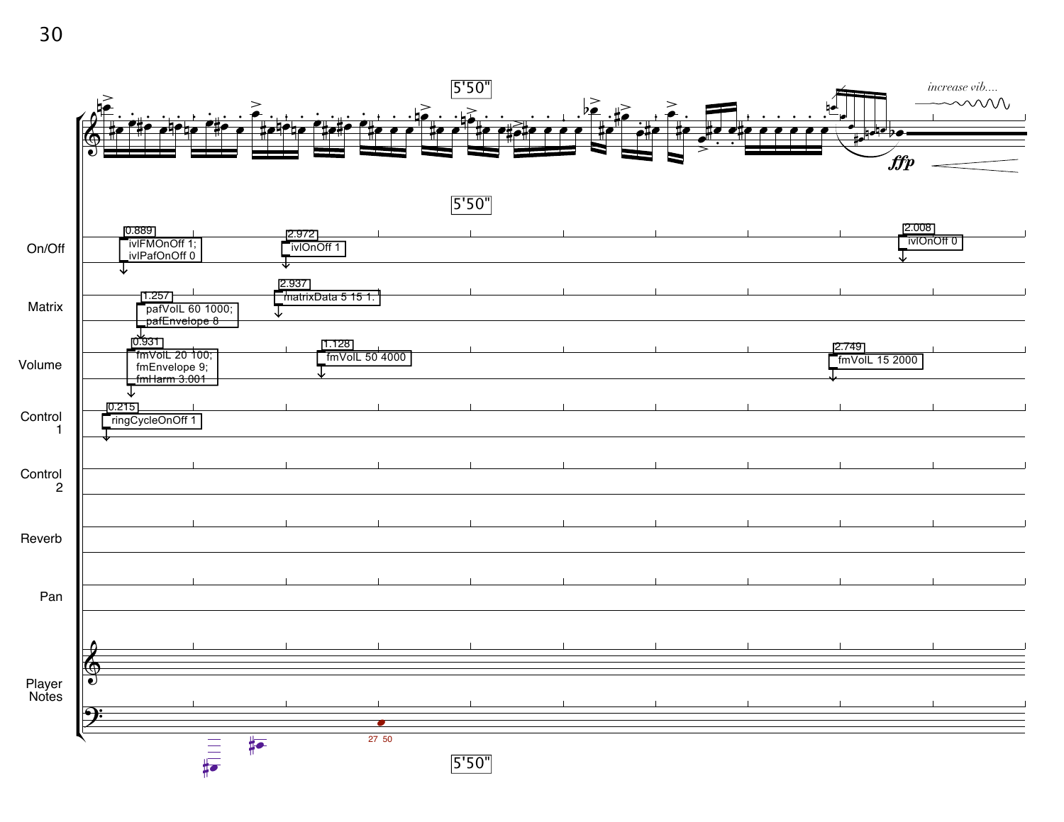5'50"

*increase vib....*

*ffp*

| Track | Events |
| --- | --- |
| On/Off | 0.889 ivlFMOnOff 1; ivlPafOnOff 0 — 2.972 ivlOnOff 1 — 2.008 ivlOnOff 0 |
| Matrix | 1.257 pafVolL 60 1000; pafEnvelope 8 — 2.937 matrixData 5 15 1. |
| Volume | 0.931 fmVolL 20 100; fmEnvelope 9; fmHarm 3.001 — 1.128 fmVolL 50 4000 — 2.749 fmVolL 15 2000 |
| Control 1 | 0.215 ringCycleOnOff 1 |
| Control 2 | |
| Reverb | |
| Pan | |
| Player Notes | 27 50 |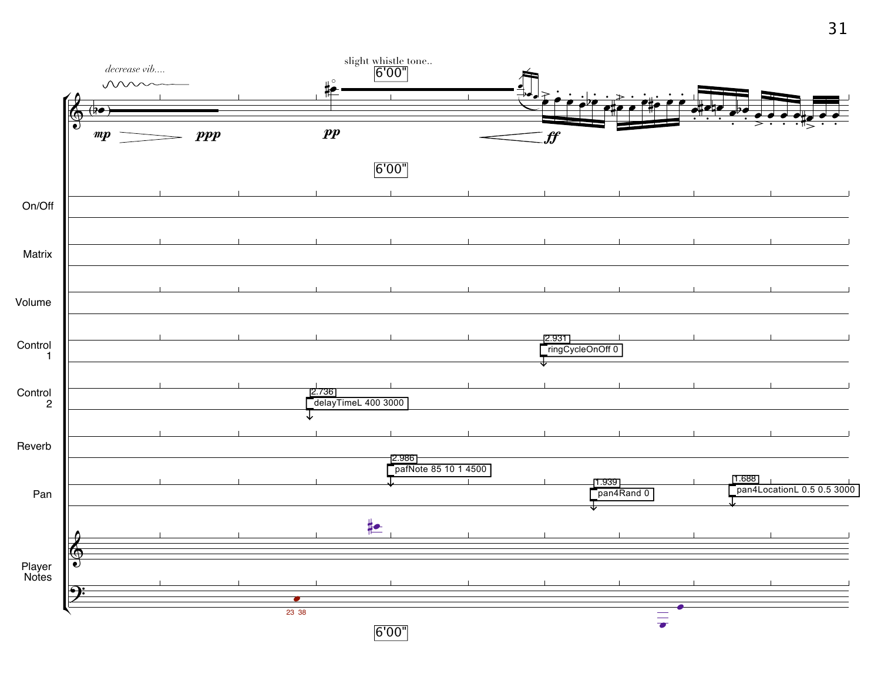*decrease vib....*

slight whistle tone..

6'00"

*mp* *ppp* *pp* *ff*

6'00"

On/Off

Matrix

Volume

Control 1

2.931
ringCycleOnOff 0

Control 2

2.736
delayTimeL 400 3000

Reverb

2.986
pafNote 85 10 1 4500

Pan

1.939
pan4Rand 0

1.688
pan4LocationL 0.5 0.5 3000

Player Notes

23 38

6'00"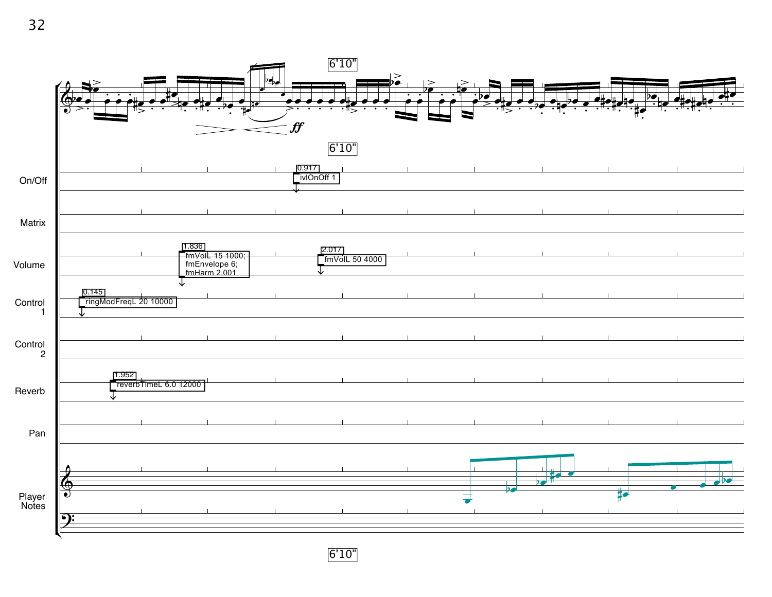6'10"

6'10"

On/Off

0.917
ivlOnOff 1

Matrix

Volume

1.836
fmVolL 15 1000;
fmEnvelope 6;
fmHarm 2.001

2.017
fmVolL 50 4000

Control 1

0.145
ringModFreqL 20 10000

Control 2

Reverb

1.952
reverbTimeL 6.0 12000

Pan

Player Notes

6'10"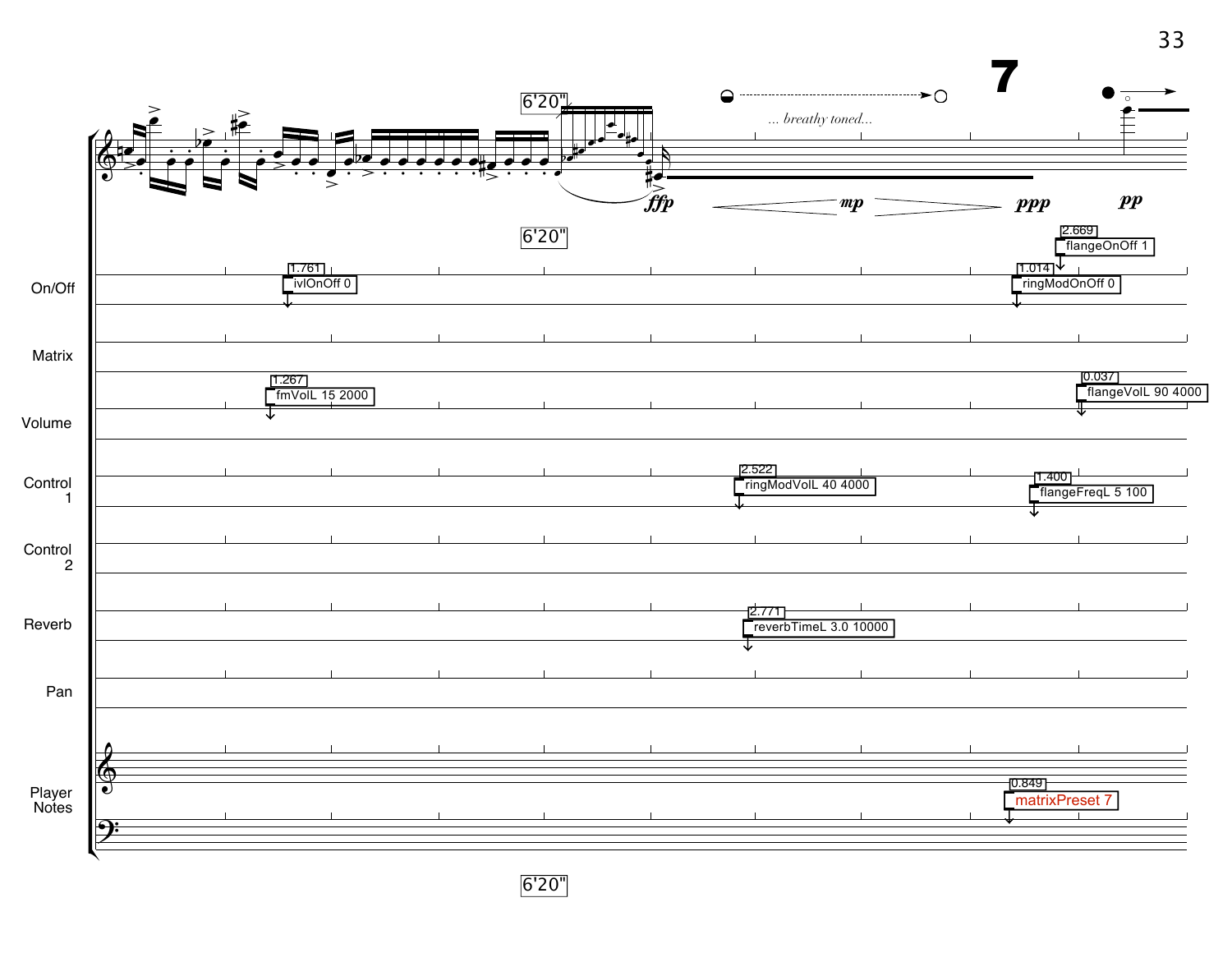7

6'20"

... breathy toned...

*ffp* *mp* *ppp* *pp*

6'20"

On/Off

1.761 ivlOnOff 0

1.014 ringModOnOff 0

2.669 flangeOnOff 1

Matrix

Volume

1.267 fmVolL 15 2000

0.037 flangeVolL 90 4000

Control 1

2.522 ringModVolL 40 4000

1.400 flangeFreqL 5 100

Control 2

Reverb

2.771 reverbTimeL 3.0 10000

Pan

Player Notes

0.849 matrixPreset 7

6'20"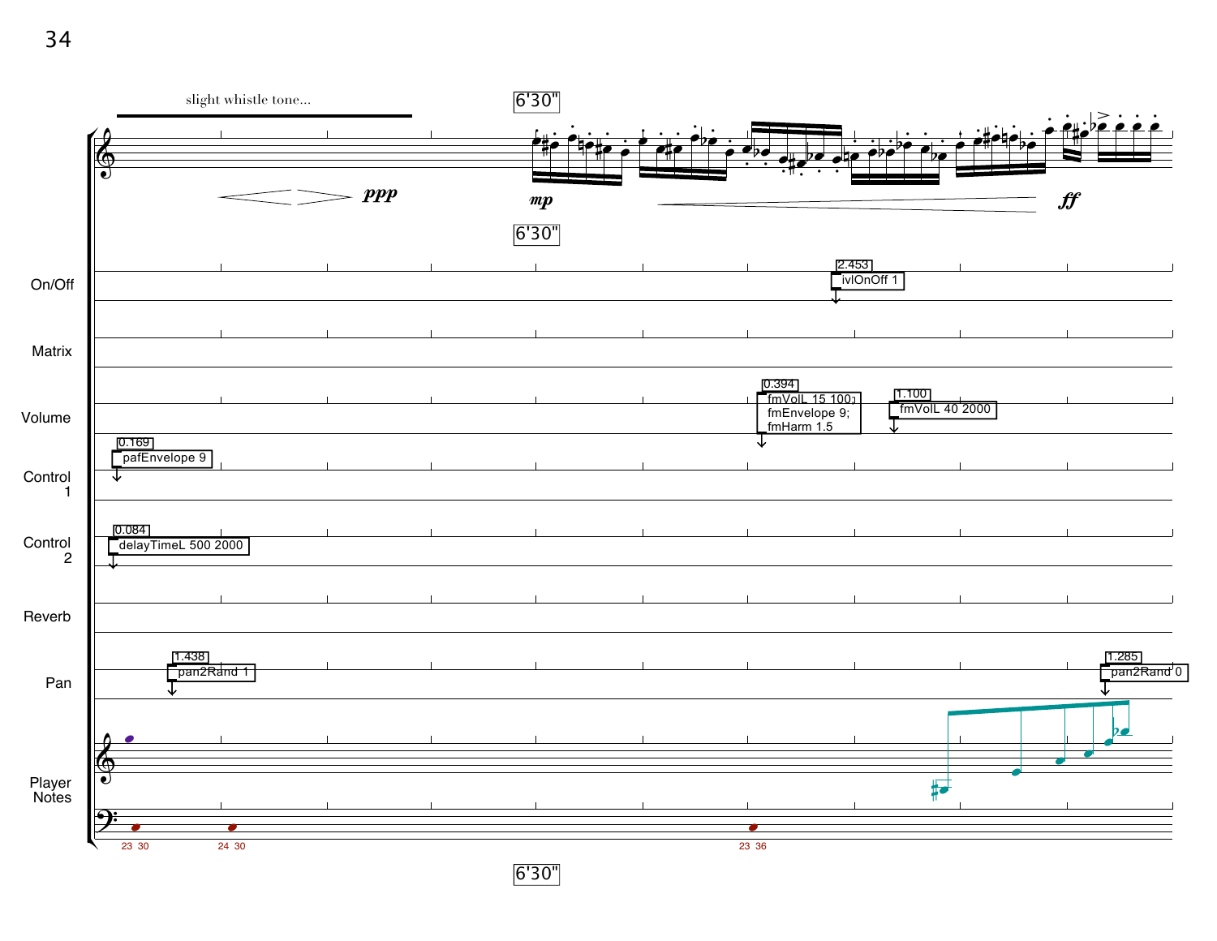slight whistle tone...

6'30"

*ppp*

*mp* — *ff*

6'30"

**On/Off**

2.453 ivlOnOff 1

**Matrix**

**Volume**

0.394 fmVolL 15 100; fmEnvelope 9; fmHarm 1.5

1.100 fmVolL 40 2000

**Control 1**

0.169 pafEnvelope 9

**Control 2**

0.084 delayTimeL 500 2000

**Reverb**

**Pan**

1.438 pan2Rand 1

1.285 pan2Rand 0

**Player Notes**

23 30

24 30

23 36

6'30"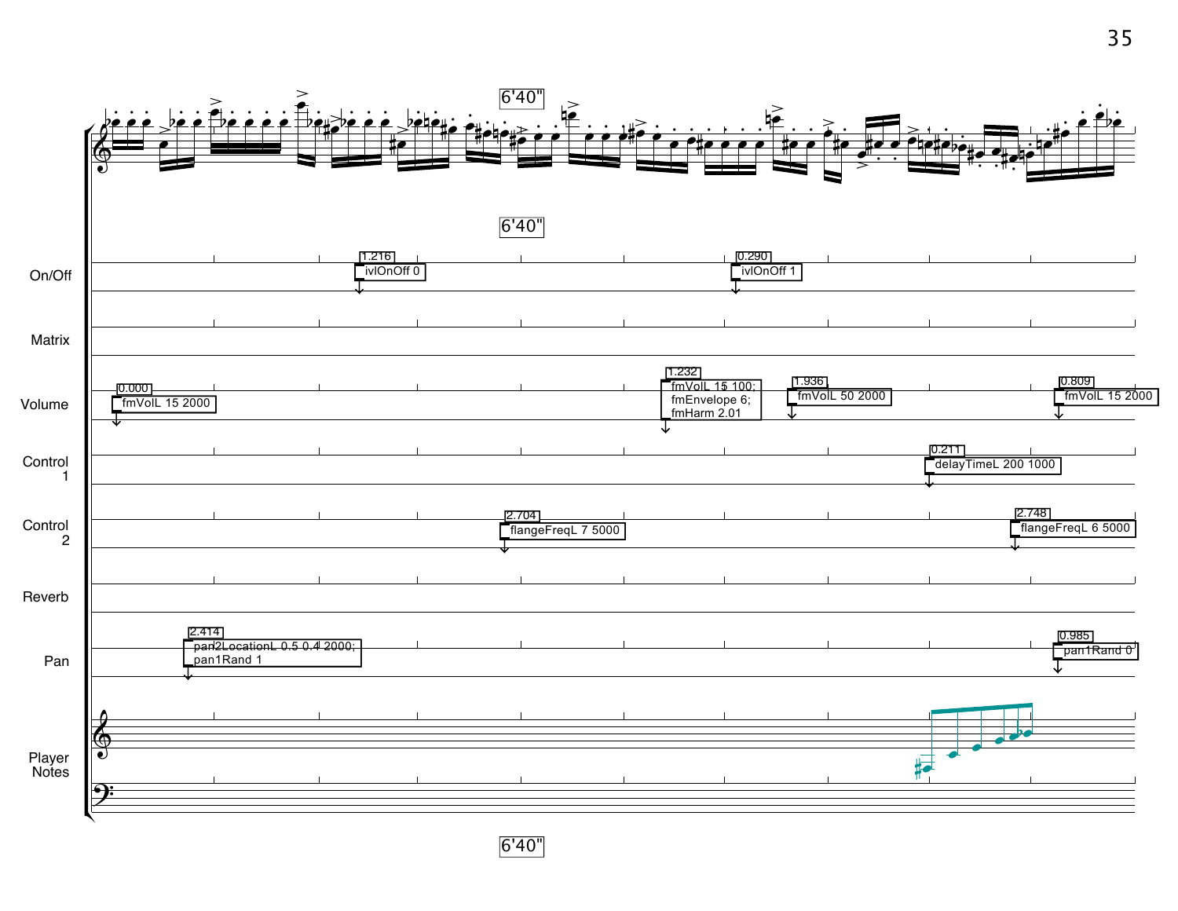6'40"

6'40"

On/Off

1.216
ivlOnOff 0

0.290
ivlOnOff 1

Matrix

Volume

0.000
fmVolL 15 2000

1.232
fmVolL 15 100;
fmEnvelope 6;
fmHarm 2.01

1.936
fmVolL 50 2000

0.809
fmVolL 15 2000

Control 1

0.211
delayTimeL 200 1000

Control 2

2.704
flangeFreqL 7 5000

2.748
flangeFreqL 6 5000

Reverb

Pan

2.414
pan2LocationL 0.5 0.4 2000;
pan1Rand 1

0.985
pan1Rand 0

Player Notes

6'40"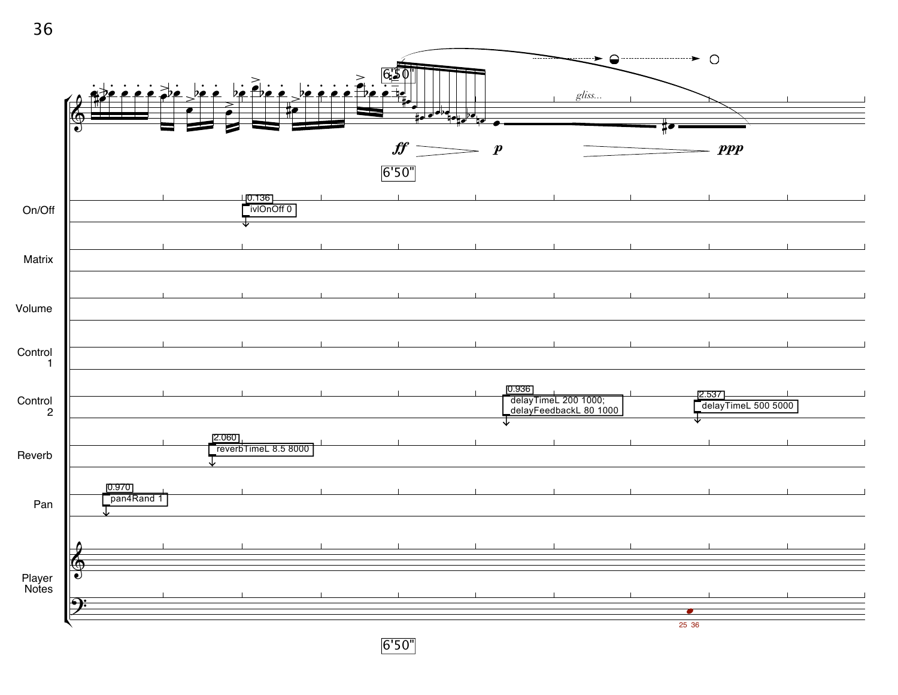6'50"

*gliss...*

**ff** **p** **ppp**

6'50"

On/Off

0.136
ivlOnOff 0

Matrix

Volume

Control 1

Control 2

0.936
delayTimeL 200 1000;
delayFeedbackL 80 1000

2.537
delayTimeL 500 5000

Reverb

2.060
reverbTimeL 8.5 8000

Pan

0.970
pan4Rand 1

Player Notes

25 36

6'50"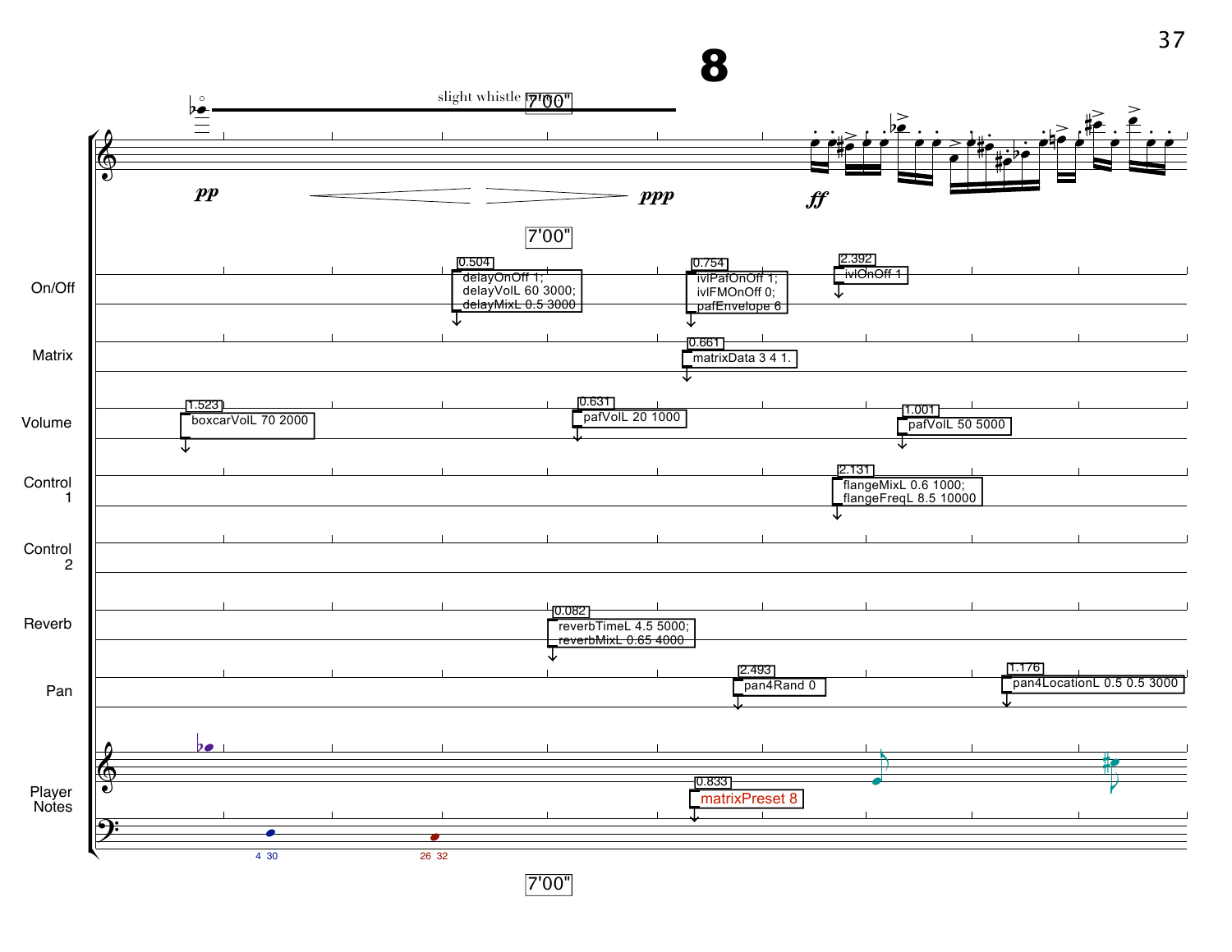# 8

slight whistle tone

*pp* *ppp* *ff*

7'00"

**On/Off**

0.504
```
delayOnOff 1;
delayVolL 60 3000;
delayMixL 0.5 3000
```

0.754
```
ivlPafOnOff 1;
ivlFMOnOff 0;
pafEnvelope 6
```

2.392
```
ivlOnOff 1
```

**Matrix**

0.661
```
matrixData 3 4 1.
```

**Volume**

1.523
```
boxcarVolL 70 2000
```

0.631
```
pafVolL 20 1000
```

1.001
```
pafVolL 50 5000
```

**Control 1**

2.131
```
flangeMixL 0.6 1000;
flangeFreqL 8.5 10000
```

**Control 2**

**Reverb**

0.082
```
reverbTimeL 4.5 5000;
reverbMixL 0.65 4000
```

**Pan**

2.493
```
pan4Rand 0
```

1.176
```
pan4LocationL 0.5 0.5 3000
```

**Player Notes**

0.833
```
matrixPreset 8
```

4 30

26 32

7'00"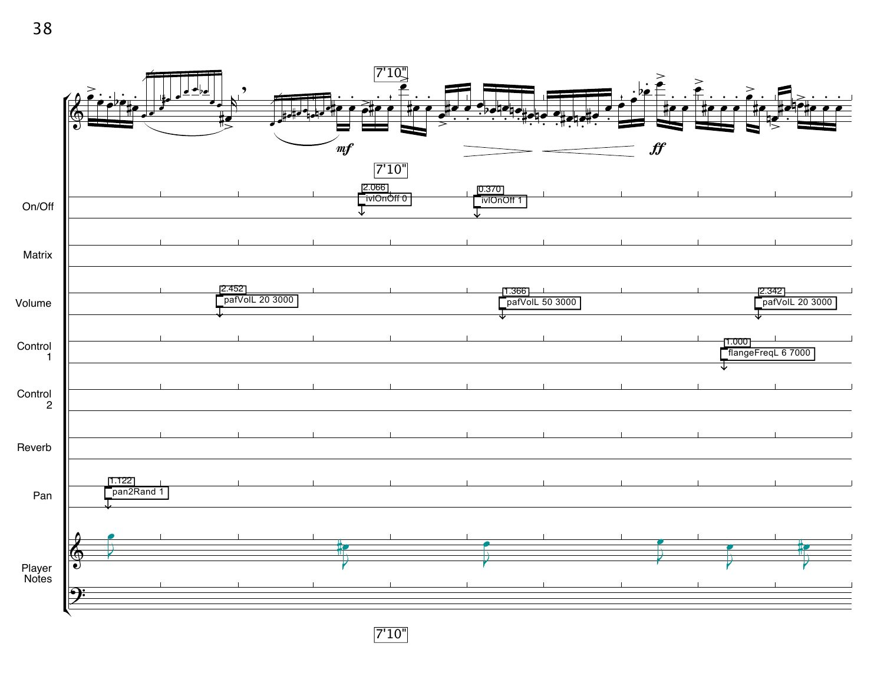7'10"

*mf* *ff*

7'10"

| Track | Events |
| --- | --- |
| On/Off | 2.066 ivlOnOff 0; 0.370 ivlOnOff 1 |
| Matrix | |
| Volume | 2.452 pafVolL 20 3000; 1.366 pafVolL 50 3000; 2.342 pafVolL 20 3000 |
| Control 1 | 1.000 flangeFreqL 6 7000 |
| Control 2 | |
| Reverb | |
| Pan | 1.122 pan2Rand 1 |
| Player Notes | |

7'10"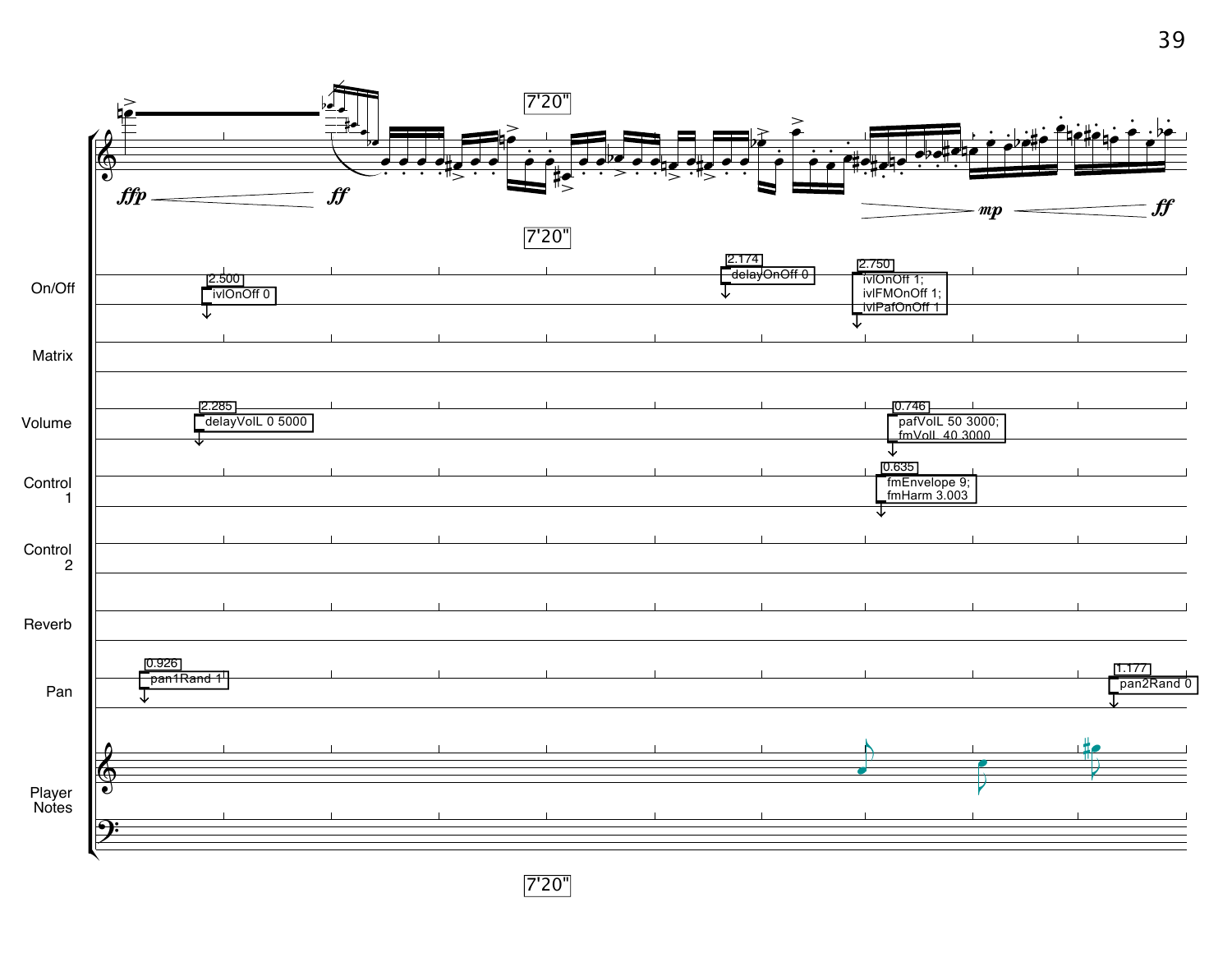7'20"

ffp — ff

mp — ff

| Track | Time | Message |
| --- | --- | --- |
| On/Off | 2.500 | ivlOnOff 0 |
| On/Off | 2.174 | delayOnOff 0 |
| On/Off | 2.750 | ivlOnOff 1; ivlFMOnOff 1; ivlPafOnOff 1 |
| Matrix | | |
| Volume | 2.285 | delayVolL 0 5000 |
| Volume | 0.746 | pafVolL 50 3000; fmVolL 40 3000 |
| Control 1 | 0.635 | fmEnvelope 9; fmHarm 3.003 |
| Control 2 | | |
| Reverb | | |
| Pan | 0.926 | pan1Rand 1 |
| Pan | 1.177 | pan2Rand 0 |

Player Notes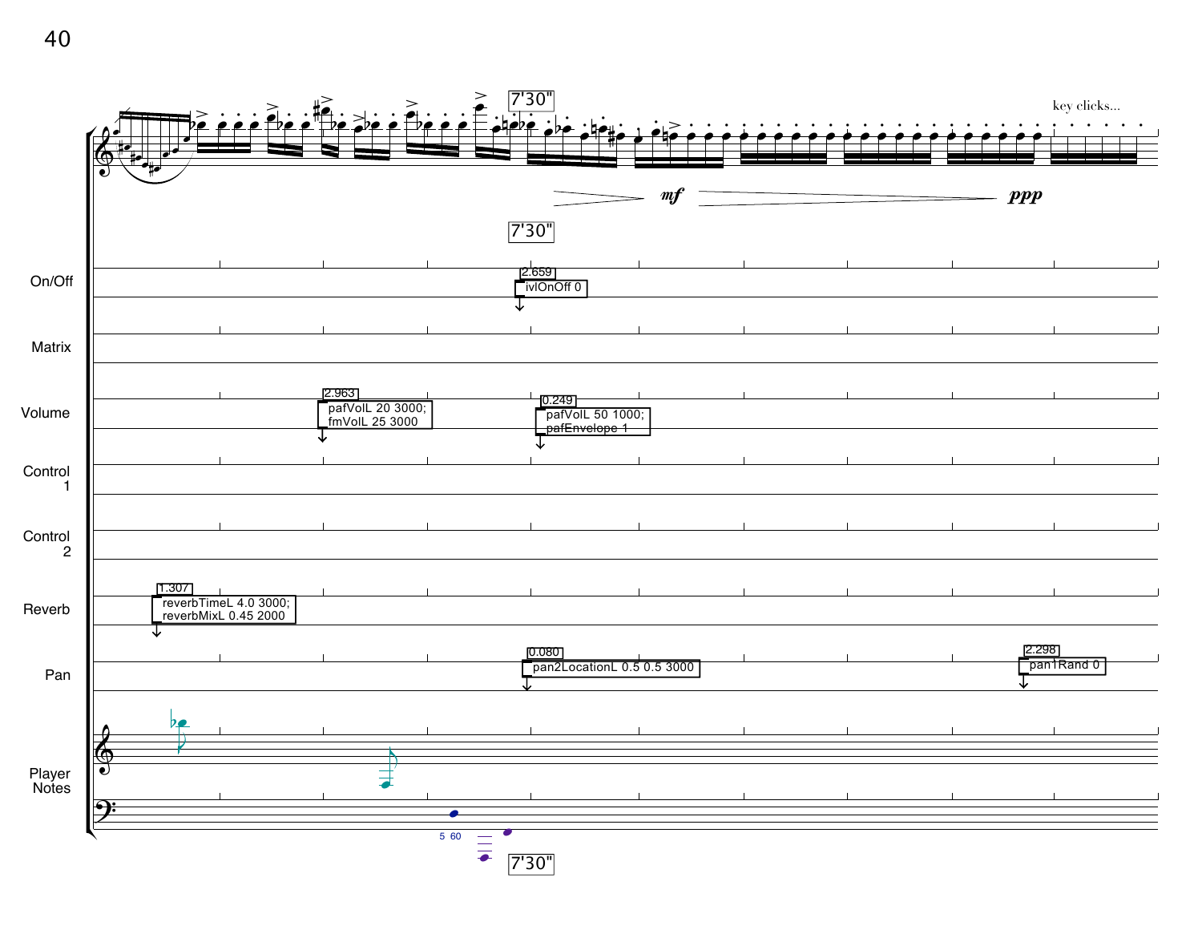7'30"

key clicks...

*mf* *ppp*

7'30"

**On/Off**

2.659
ivlOnOff 0

**Matrix**

**Volume**

2.963
pafVolL 20 3000;
fmVolL 25 3000

0.249
pafVolL 50 1000;
pafEnvelope 1

**Control 1**

**Control 2**

**Reverb**

1.307
reverbTimeL 4.0 3000;
reverbMixL 0.45 2000

**Pan**

0.080
pan2LocationL 0.5 0.5 3000

2.298
pan1Rand 0

**Player Notes**

5 60

7'30"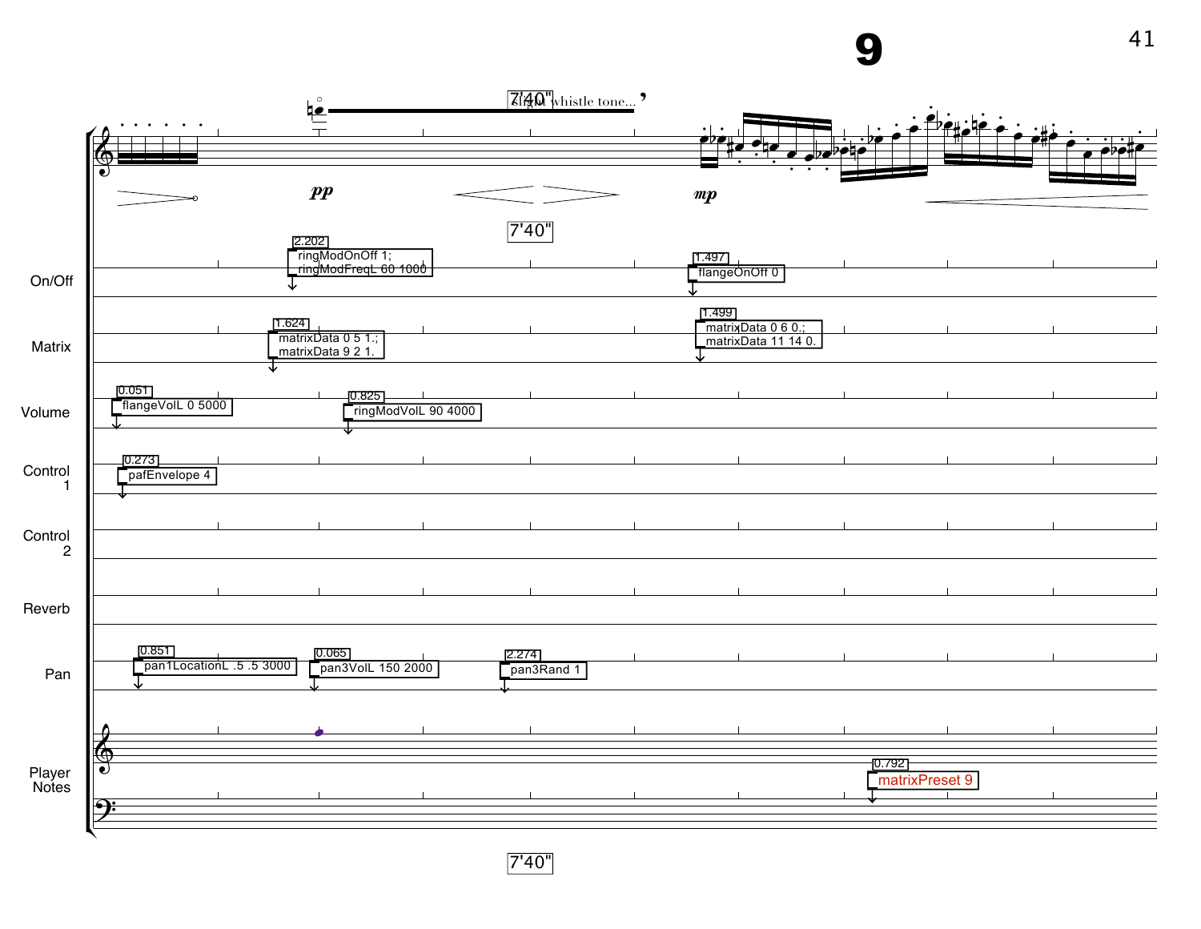# 9

slight whistle tone...

*pp* *mp*

7'40"

| Track | Events |
| --- | --- |
| On/Off | 2.202 ringModOnOff 1; ringModFreqL 60 1000 — 1.497 flangeOnOff 0 |
| Matrix | 1.624 matrixData 0 5 1.; matrixData 9 2 1. — 1.499 matrixData 0 6 0.; matrixData 11 14 0. |
| Volume | 0.051 flangeVolL 0 5000 — 0.825 ringModVolL 90 4000 |
| Control 1 | 0.273 pafEnvelope 4 |
| Control 2 | |
| Reverb | |
| Pan | 0.851 pan1LocationL .5 .5 3000 — 0.065 pan3VolL 150 2000 — 2.274 pan3Rand 1 |
| Player Notes | 0.792 matrixPreset 9 |

7'40"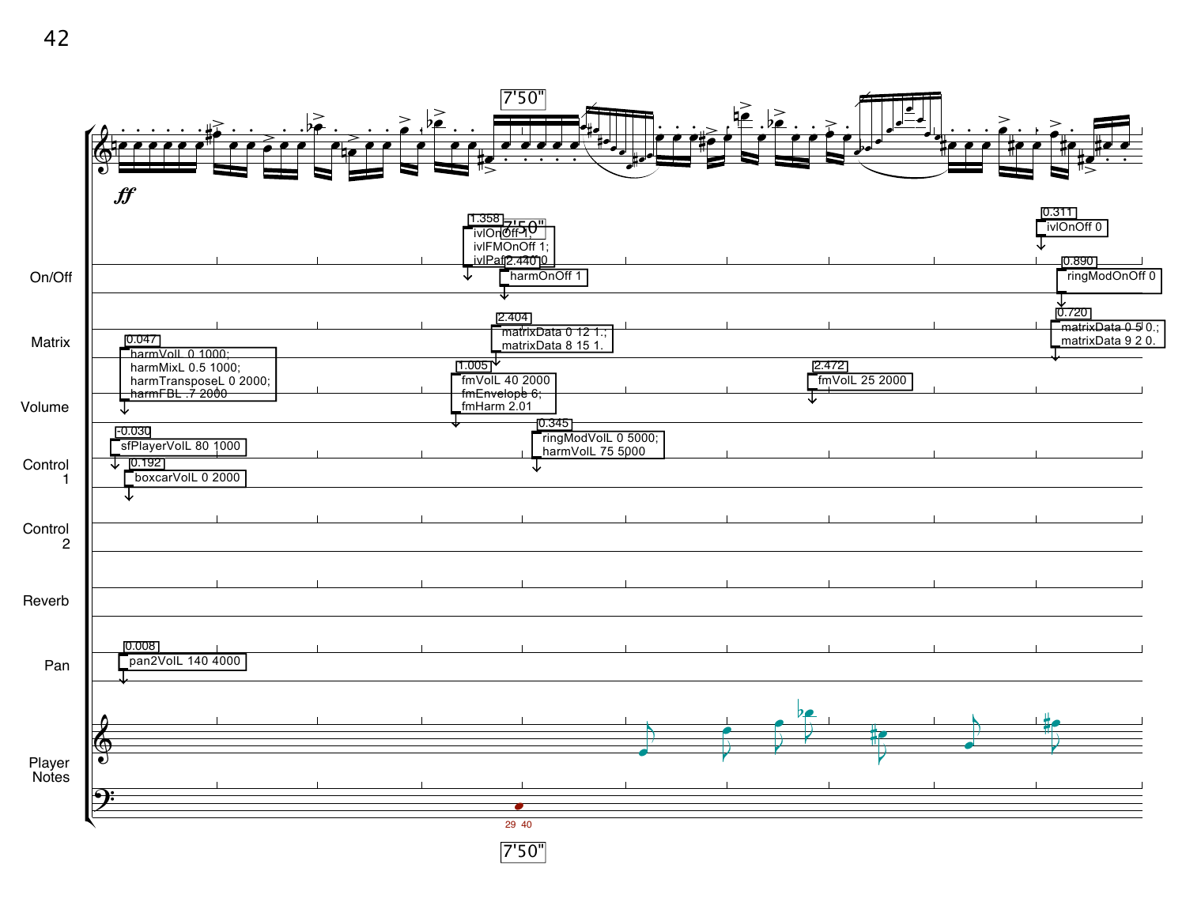7'50"

*ff*

On/Off

Matrix

Volume

Control 1

Control 2

Reverb

Pan

Player Notes

1.358
ivlOnOff 1;
ivlFMOnOff 1;
ivlPan 2.440 0

2.440
harmOnOff 1

0.311
ivlOnOff 0

0.890
ringModOnOff 0

2.404
matrixData 0 12 1.;
matrixData 8 15 1.

0.720
matrixData 0 5 0.;
matrixData 9 2 0.

0.047
harmVolL 0 1000;
harmMixL 0.5 1000;
harmTransposeL 0 2000;
harmFBL .7 2000

1.005
fmVolL 40 2000
fmEnvelope 6;
fmHarm 2.01

2.472
fmVolL 25 2000

0.345
ringModVolL 0 5000;
harmVolL 75 5000

-0.030
sfPlayerVolL 80 1000

0.192
boxcarVolL 0 2000

0.008
pan2VolL 140 4000

29 40

7'50"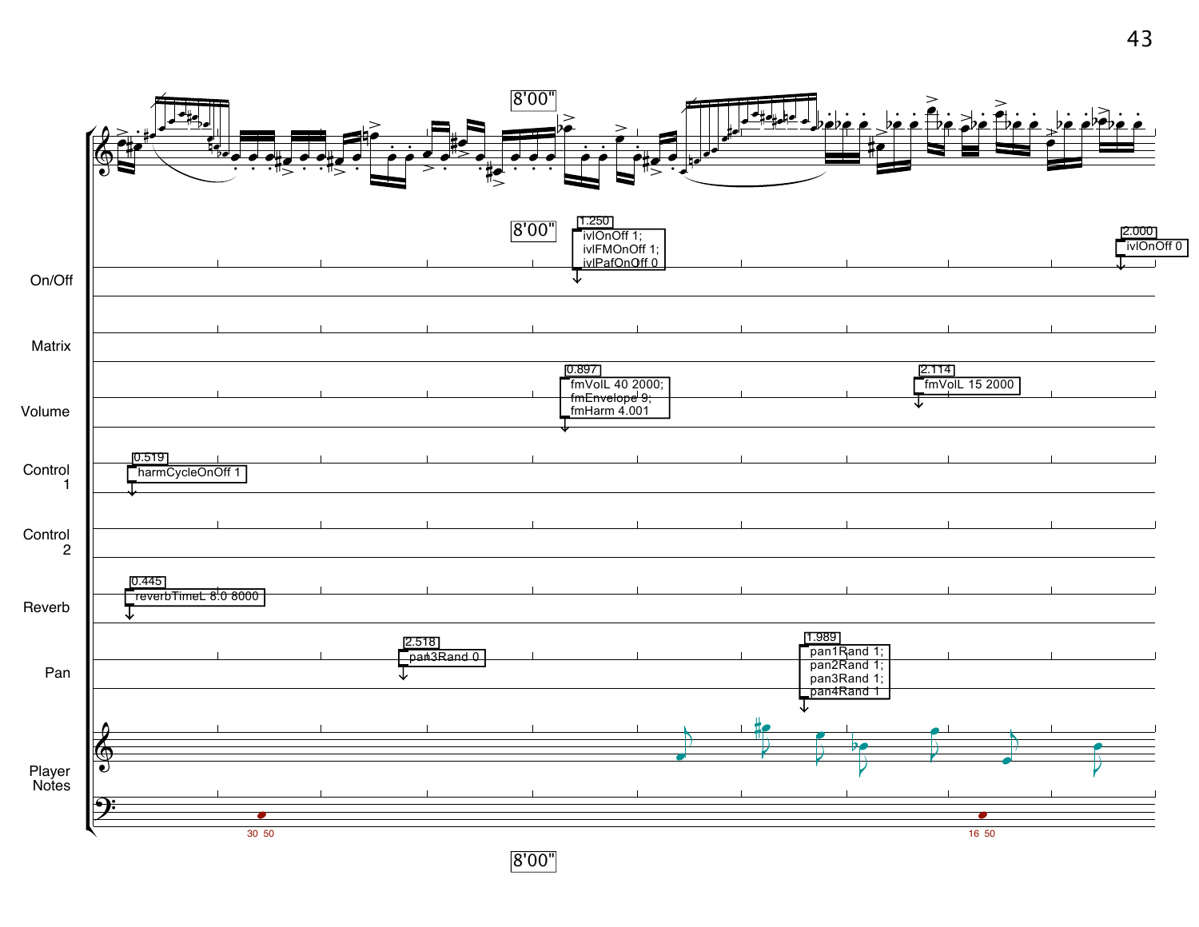8'00"

8'00"

| On/Off | Matrix | Volume | Control 1 | Control 2 | Reverb | Pan |
| --- | --- | --- | --- | --- | --- | --- |

**Control 1** — 0.519: harmCycleOnOff 1

**Reverb** — 0.445: reverbTimeL 8.0 8000

**Pan** — 2.518: pan3Rand 0

**Volume** — 0.897: fmVolL 40 2000; fmEnvelope 9; fmHarm 4.001

**On/Off** — 1.250: ivlOnOff 1; ivlFMOnOff 1; ivlPafOnOff 0

**Pan** — 1.989: pan1Rand 1; pan2Rand 1; pan3Rand 1; pan4Rand 1

**Volume** — 2.114: fmVolL 15 2000

**On/Off** — 2.000: ivlOnOff 0

**Player Notes** — 30 50 ... 16 50

8'00"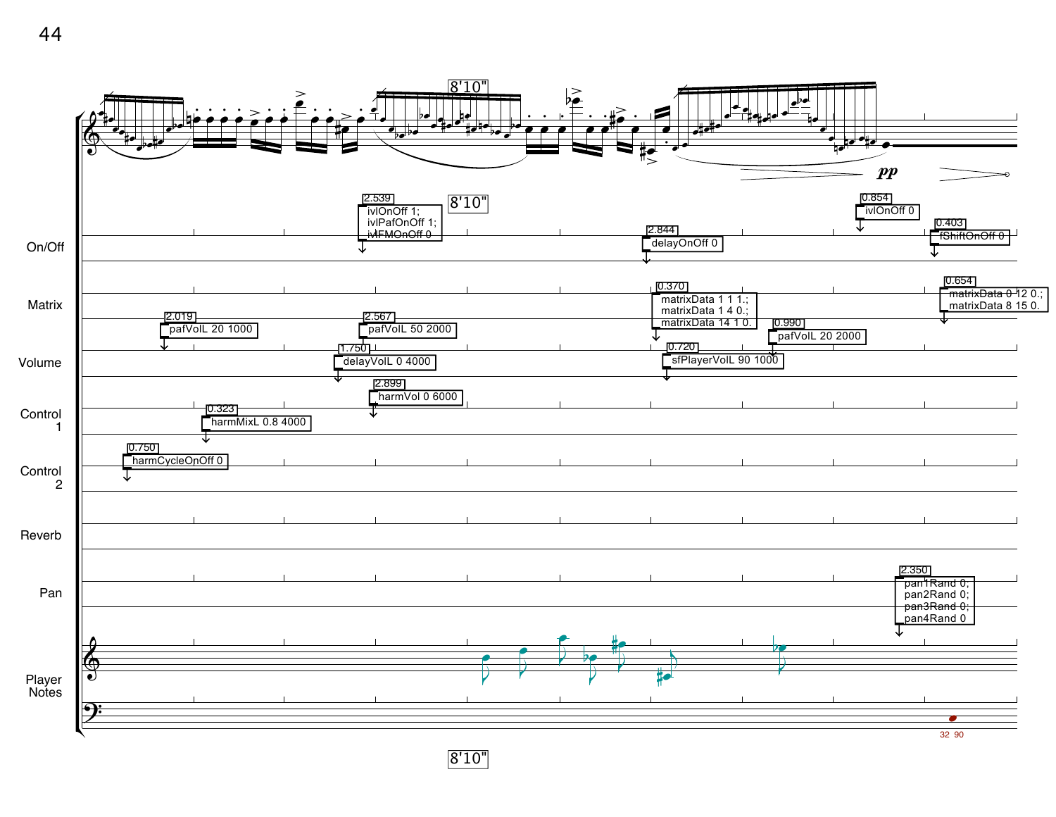8'10"

pp

**On/Off**

- 2.539 — ivlOnOff 1; ivlPafOnOff 1; ivlFMOnOff 0
- 2.844 — delayOnOff 0
- 0.854 — ivlOnOff 0
- 0.403 — fShiftOnOff 0

**Matrix**

- 0.370 — matrixData 1 1 1.; matrixData 1 4 0.; matrixData 14 1 0.
- 0.654 — matrixData 0 12 0.; matrixData 8 15 0.

**Volume**

- 2.019 — pafVolL 20 1000
- 1.750 — delayVolL 0 4000
- 2.567 — pafVolL 50 2000
- 0.720 — sfPlayerVolL 90 1000
- 0.990 — pafVolL 20 2000

**Control 1**

- 0.323 — harmMixL 0.8 4000
- 2.899 — harmVol 0 6000

**Control 2**

- 0.750 — harmCycleOnOff 0

**Reverb**

**Pan**

- 2.350 — pan1Rand 0; pan2Rand 0; pan3Rand 0; pan4Rand 0

**Player Notes**

32 90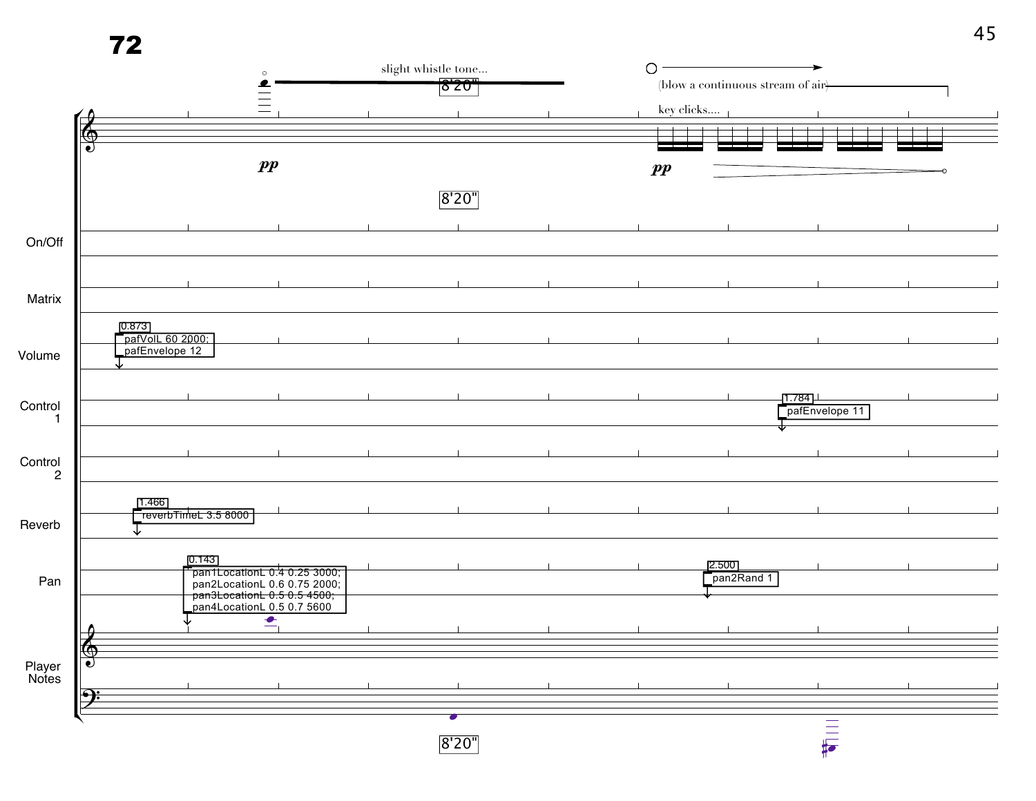**72**

slight whistle tone...

8'20"

(blow a continuous stream of air)

key clicks....

*pp*

*pp*

8'20"

On/Off

Matrix

Volume

0.873
pafVolL 60 2000;
pafEnvelope 12

Control 1

1.784
pafEnvelope 11

Control 2

Reverb

1.466
reverbTimeL 3.5 8000

Pan

0.143
pan1LocationL 0.4 0.25 3000;
pan2LocationL 0.6 0.75 2000;
pan3LocationL 0.5 0.5 4500;
pan4LocationL 0.5 0.7 5600

2.500
pan2Rand 1

Player Notes

8'20"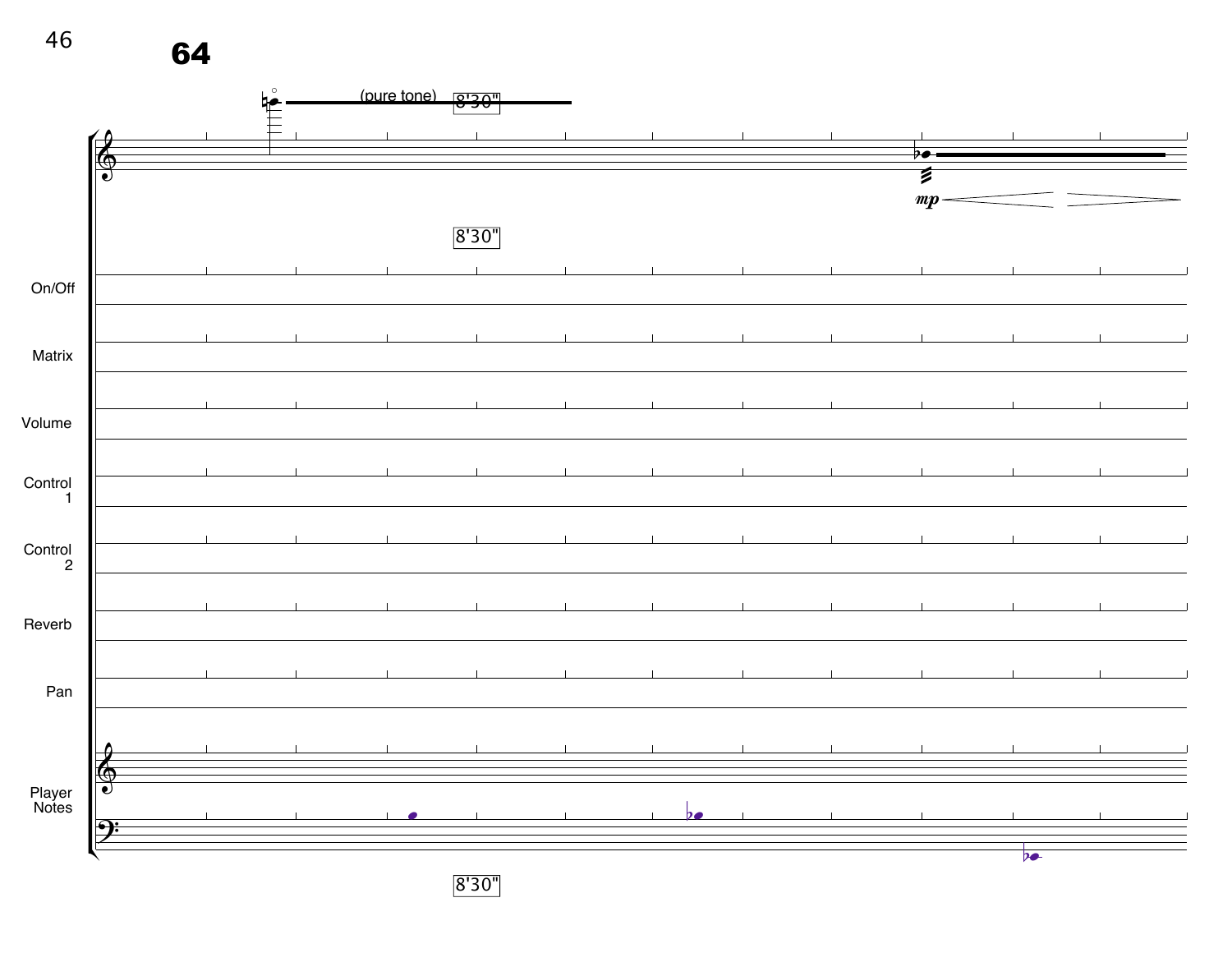**64**

(pure tone) 8'30"

*mp*

8'30"

On/Off

Matrix

Volume

Control 1

Control 2

Reverb

Pan

Player Notes

8'30"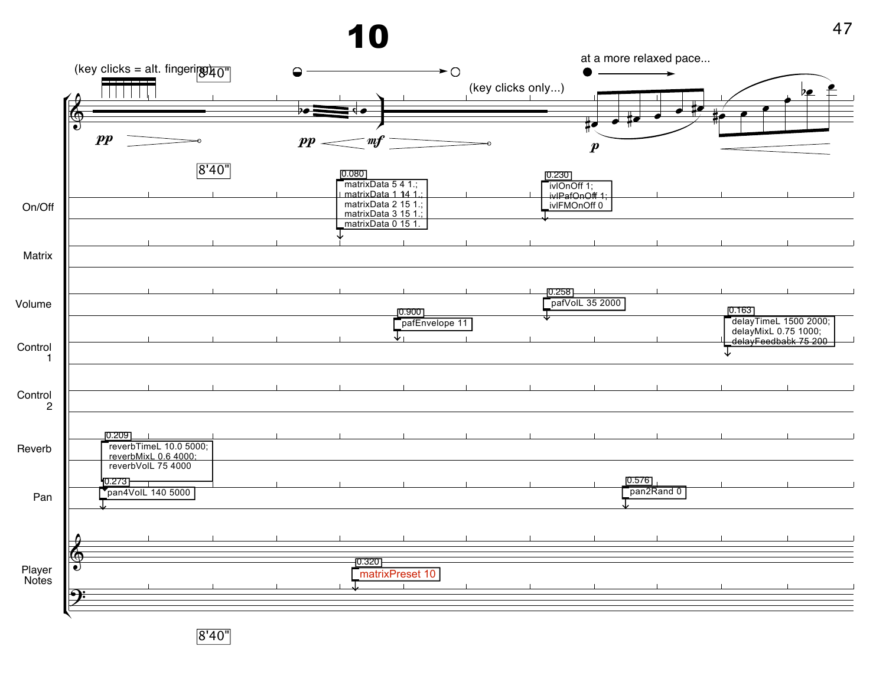# 10

(key clicks = alt. fingering) 8'40"

(key clicks only...)

at a more relaxed pace...

*pp* *pp* *mf* *p*

8'40"

On/Off

0.080
matrixData 5 4 1.;
matrixData 1 14 1.;
matrixData 2 15 1.;
matrixData 3 15 1.;
matrixData 0 15 1.

0.230
ivlOnOff 1;
ivlPafOnOff 1;
ivlFMOnOff 0

Matrix

Volume

0.258
pafVolL 35 2000

0.900
pafEnvelope 11

0.163
delayTimeL 1500 2000;
delayMixL 0.75 1000;
delayFeedback 75 200

Control 1

Control 2

Reverb

0.209
reverbTimeL 10.0 5000;
reverbMixL 0.6 4000;
reverbVolL 75 4000

Pan

0.273
pan4VolL 140 5000

0.576
pan2Rand 0

Player Notes

0.320
matrixPreset 10

8'40"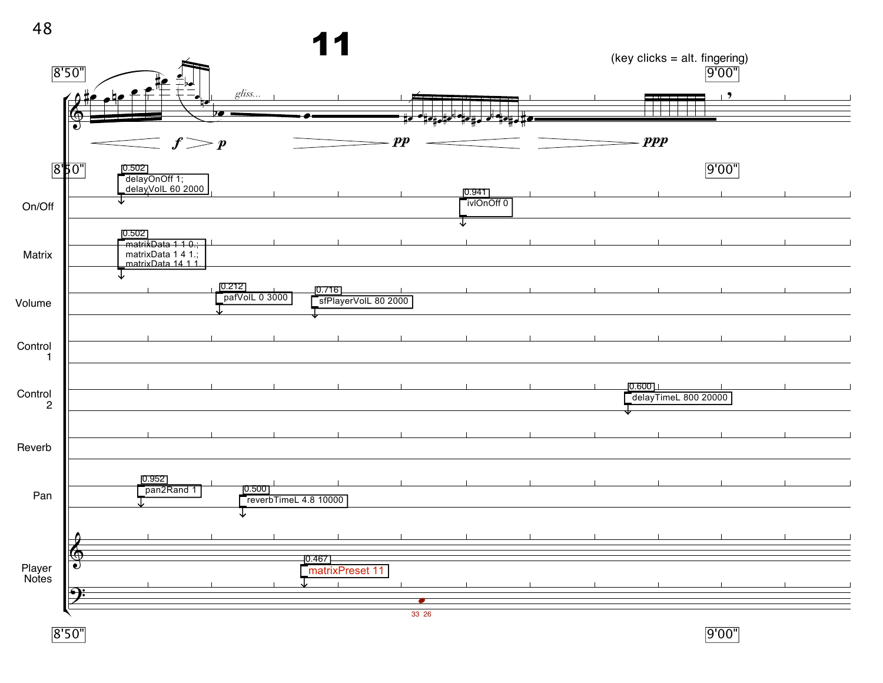# 11

(key clicks = alt. fingering)

8'50" — 9'00"

*gliss...*

*f* > *p* — *pp* — *ppp*

**On/Off**

- 0.502: delayOnOff 1; delayVolL 60 2000
- 0.941: ivlOnOff 0

**Matrix**

- 0.502: matrixData 1 1 0.; matrixData 1 4 1.; matrixData 14 1 1

**Volume**

- 0.212: pafVolL 0 3000
- 0.716: sfPlayerVolL 80 2000

**Control 1**

**Control 2**

- 0.600: delayTimeL 800 20000

**Reverb**

**Pan**

- 0.952: pan2Rand 1
- 0.500: reverbTimeL 4.8 10000

**Player Notes**

- 0.467: matrixPreset 11
- 33 26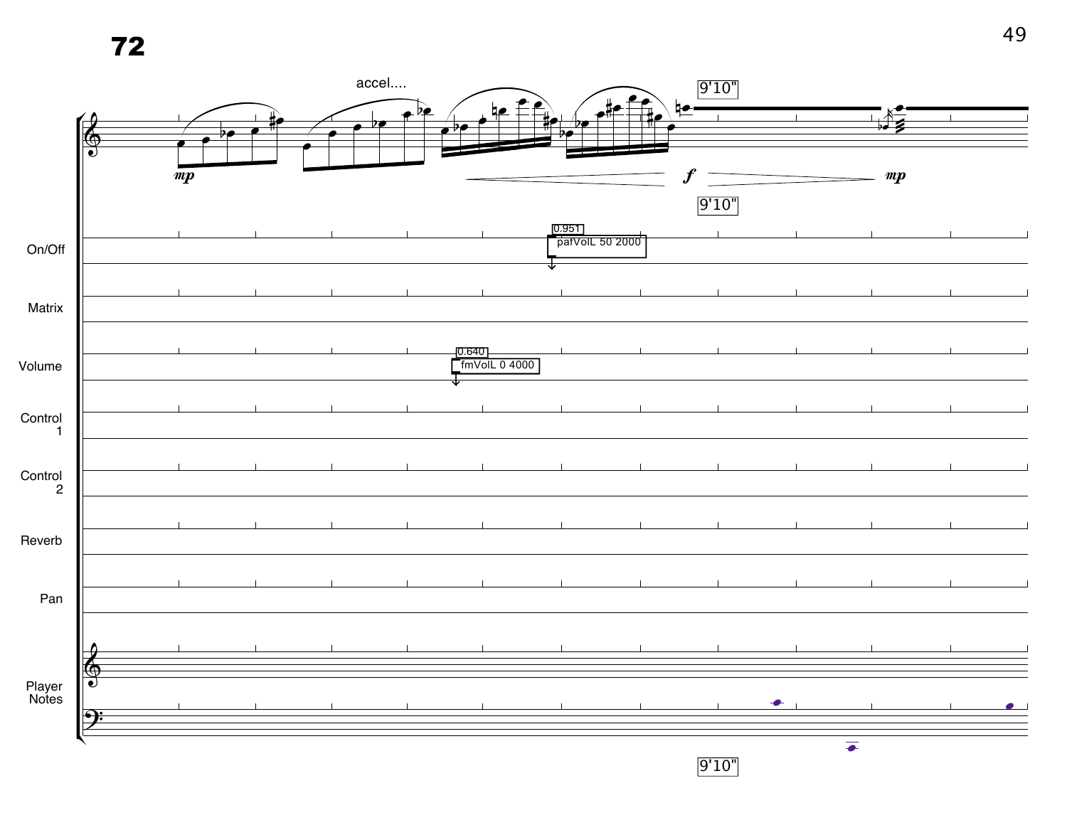# 72

accel....

*mp*

*f*

*mp*

9'10"

On/Off

0.951

pafVolL 50 2000

Matrix

Volume

0.640

fmVolL 0 4000

Control 1

Control 2

Reverb

Pan

Player Notes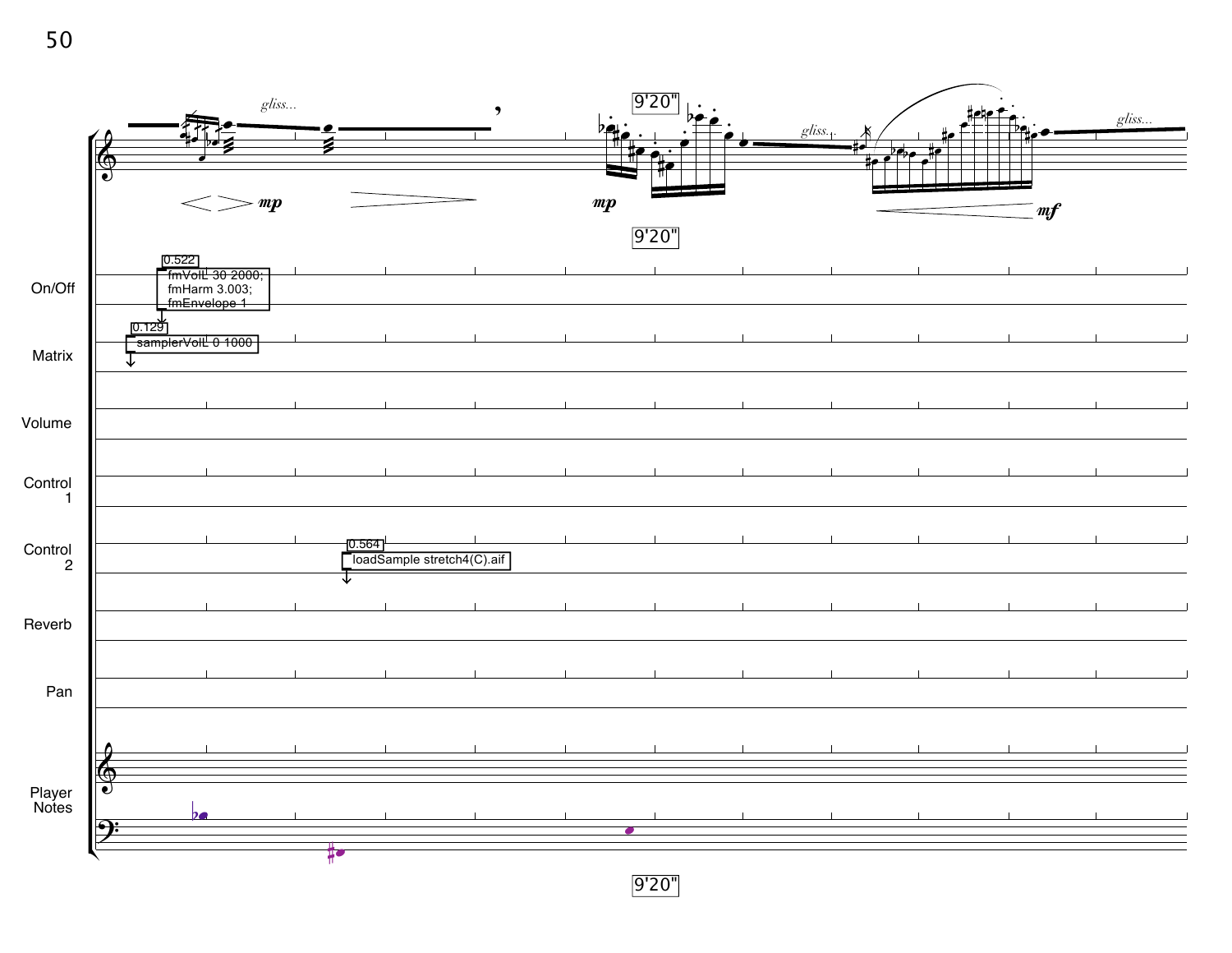*gliss...*

*mp*

9'20"

*mp*

9'20"

*gliss...*

*mf*

*gliss...*

On/Off

0.522
fmVolL 30 2000;
fmHarm 3.003;
fmEnvelope 1

Matrix

0.129
samplerVolL 0 1000

Volume

Control 1

Control 2

0.564
loadSample stretch4(C).aif

Reverb

Pan

Player Notes

9'20"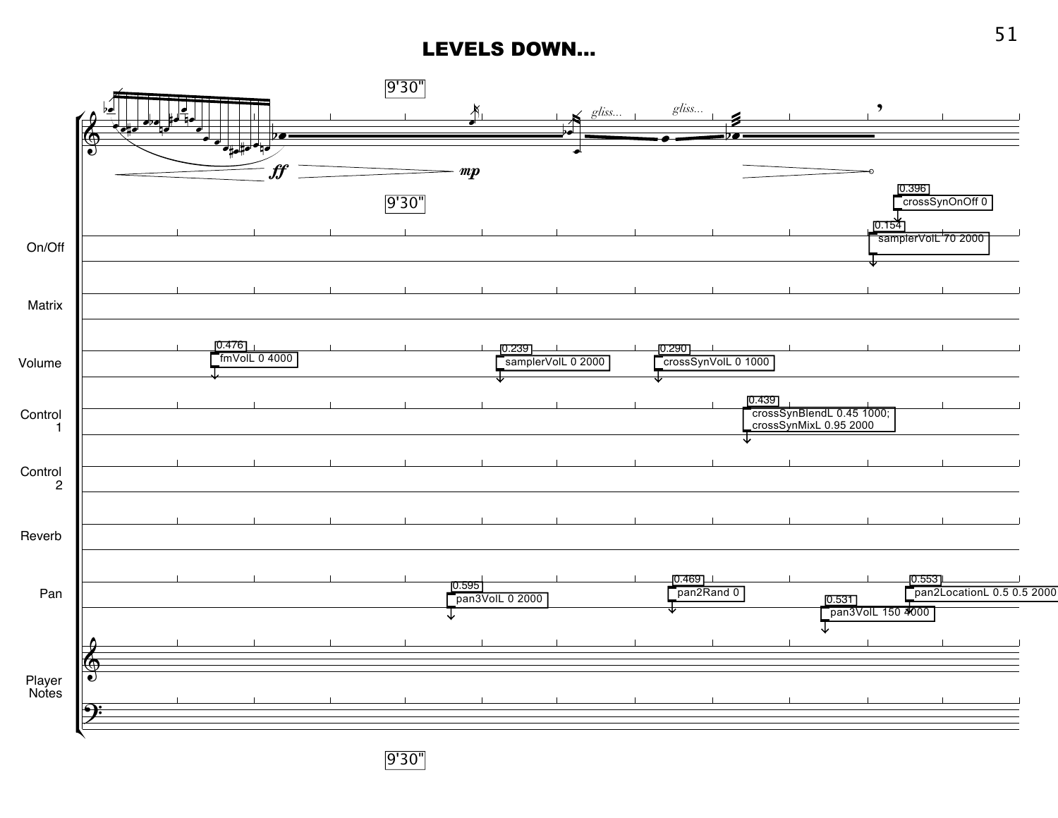# LEVELS DOWN...

9'30"

*gliss...* *gliss...*

*ff* *mp*

9'30"

On/Off

0.396 crossSynOnOff 0

0.154 samplerVolL 70 2000

Matrix

Volume

0.476 fmVolL 0 4000

0.239 samplerVolL 0 2000

0.290 crossSynVolL 0 1000

Control 1

0.439 crossSynBlendL 0.45 1000; crossSynMixL 0.95 2000

Control 2

Reverb

Pan

0.595 pan3VolL 0 2000

0.469 pan2Rand 0

0.531 pan3VolL 150 4000

0.553 pan2LocationL 0.5 0.5 2000

Player Notes

9'30"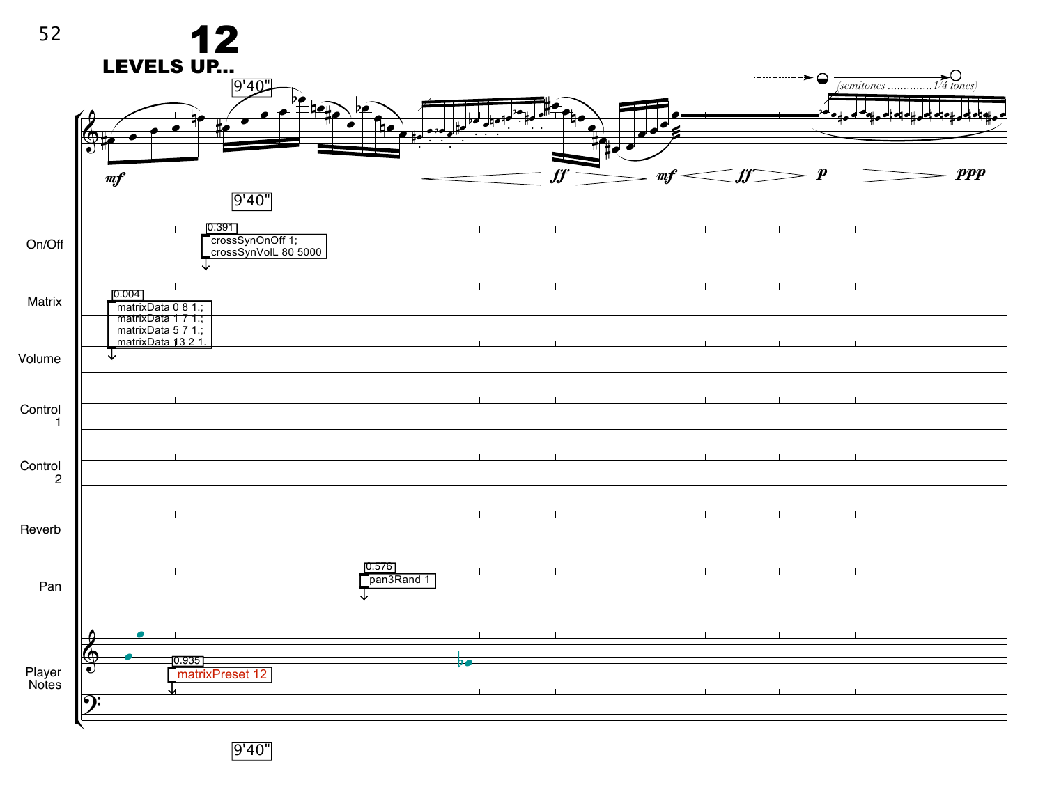# 12

## LEVELS UP...

9'40"

*mf* *ff* *mf* *ff* *p* *ppp*

(semitones .............1/4 tones)

9'40"

On/Off

0.391
crossSynOnOff 1;
crossSynVolL 80 5000

Matrix

0.004
matrixData 0 8 1.;
matrixData 1 7 1.;
matrixData 5 7 1.;
matrixData 13 2 1.

Volume

Control 1

Control 2

Reverb

Pan

0.576
pan3Rand 1

Player Notes

0.935
matrixPreset 12

9'40"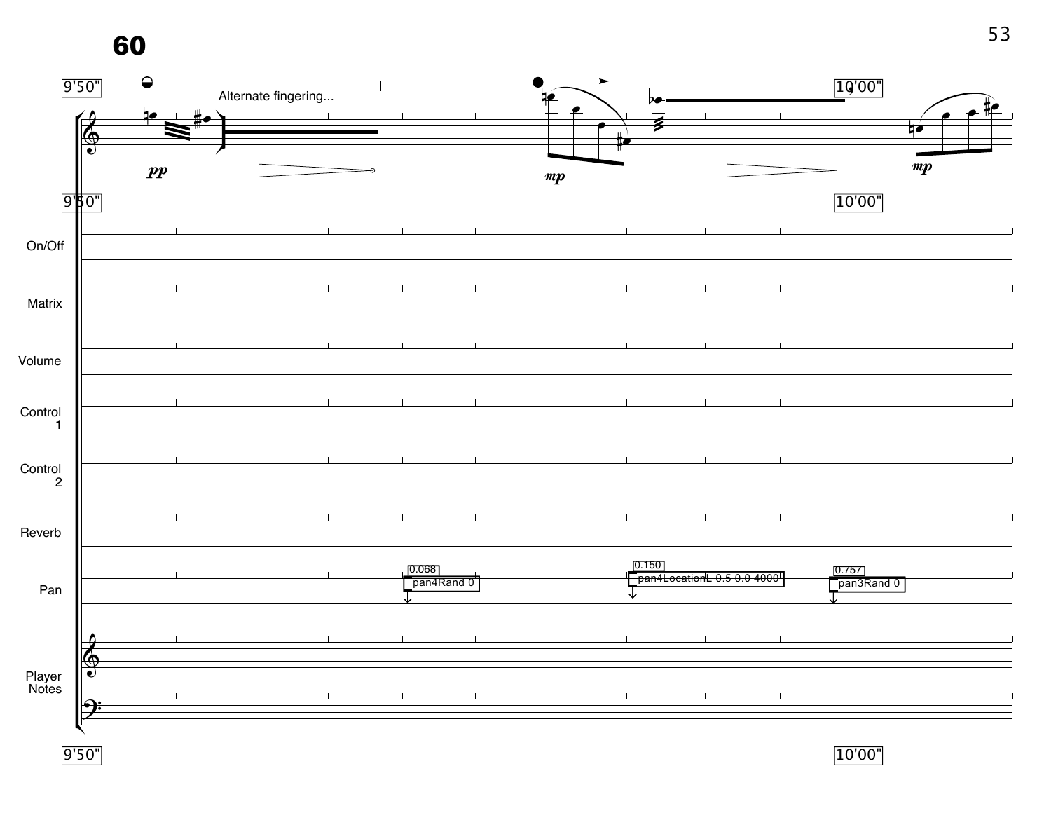**60**

9'50"

Alternate fingering...

*pp*

*mp*

*mp*

10'00"

On/Off

Matrix

Volume

Control 1

Control 2

Reverb

Pan

0.068 pan4Rand 0

0.150 pan4LocationL 0.5 0.0 4000

0.757 pan3Rand 0

Player Notes

9'50"

10'00"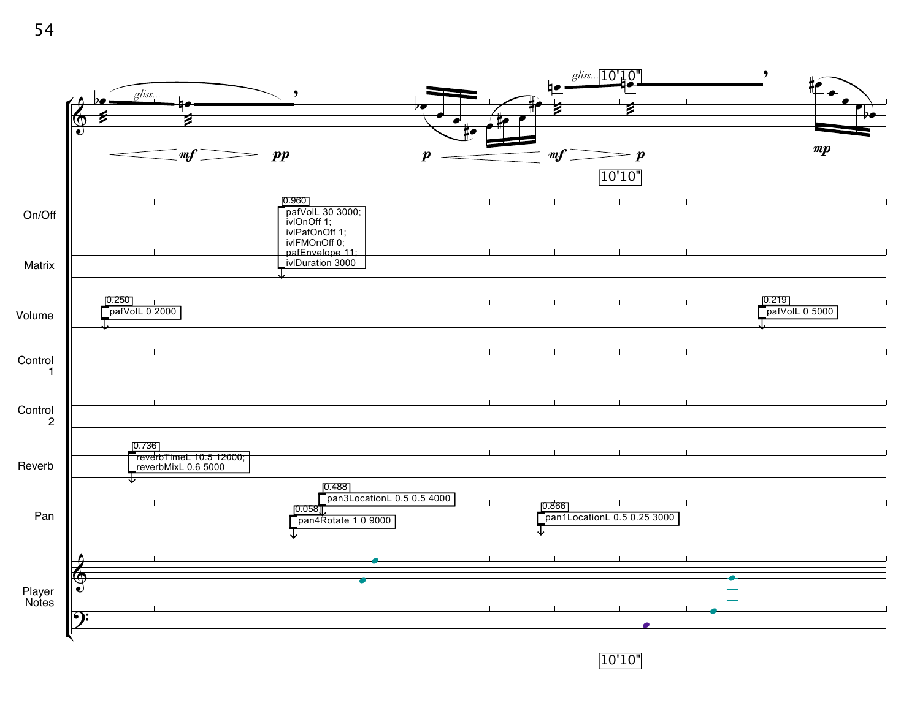gliss...

10'10"

gliss...

*mf* *pp*

*p* *mf* *p*

*mp*

10'10"

On/Off

Matrix

0.960

```
pafVolL 30 3000;
ivlOnOff 1;
ivlPafOnOff 1;
ivlFMOnOff 0;
pafEnvelope 11;
ivlDuration 3000
```

Volume

0.250

```
pafVolL 0 2000
```

0.219

```
pafVolL 0 5000
```

Control 1

Control 2

Reverb

0.736

```
reverbTimeL 10.5 12000;
reverbMixL 0.6 5000
```

Pan

0.488

```
pan3LocationL 0.5 0.5 4000
```

0.058

```
pan4Rotate 1 0 9000
```

0.866

```
pan1LocationL 0.5 0.25 3000
```

Player Notes

10'10"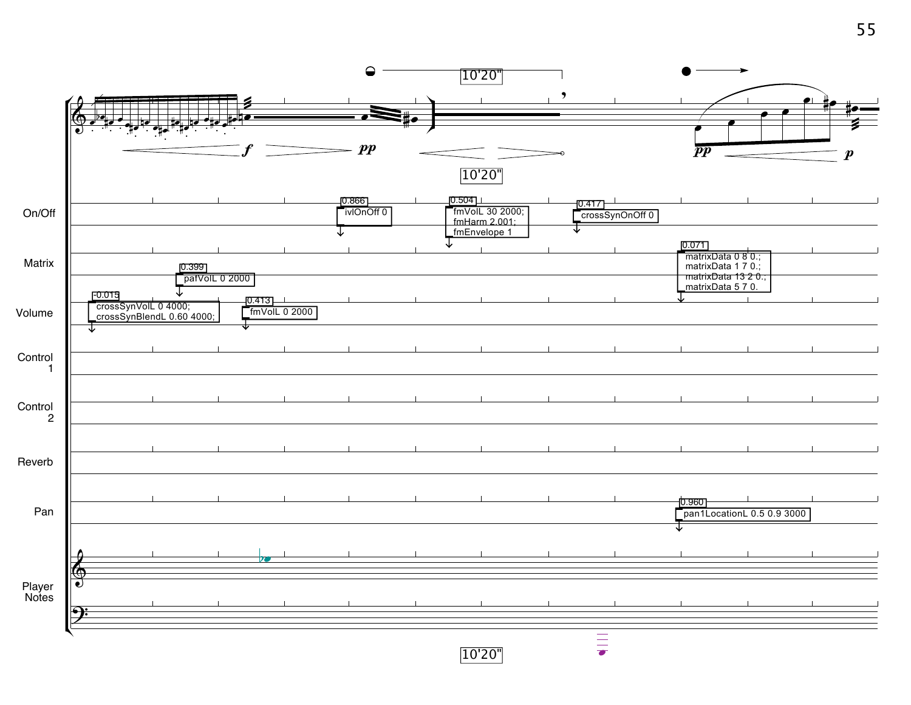10'20"

*f* *pp*

10'20"

*pp* *p*

On/Off

0.866
ivlOnOff 0

0.504
fmVolL 30 2000;
fmHarm 2.001;
fmEnvelope 1

0.417
crossSynOnOff 0

Matrix

0.399
pafVolL 0 2000

0.071
matrixData 0 8 0.;
matrixData 1 7 0.;
matrixData 13 2 0.;
matrixData 5 7 0.

Volume

-0.015
crossSynVolL 0 4000;
crossSynBlendL 0.60 4000;

0.413
fmVolL 0 2000

Control 1

Control 2

Reverb

Pan

0.960
pan1LocationL 0.5 0.9 3000

Player Notes

10'20"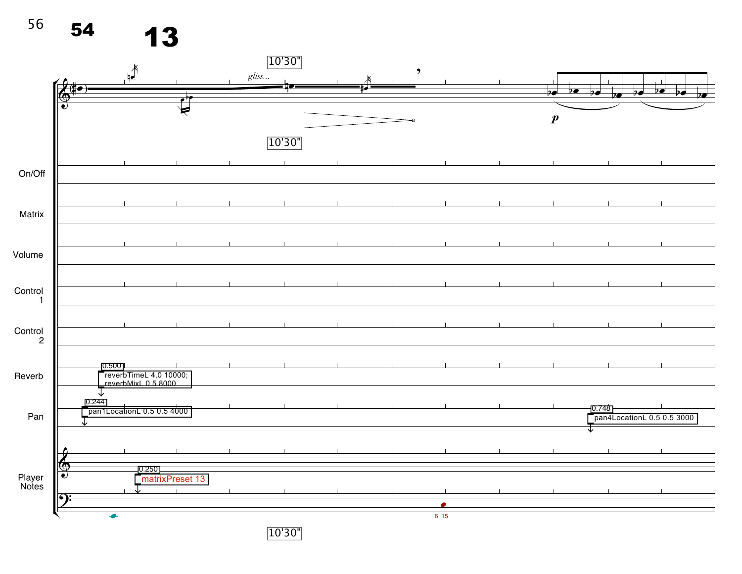54

13

10'30"

*gliss...*

10'30"

*p*

On/Off

Matrix

Volume

Control 1

Control 2

Reverb

0.500

reverbTimeL 4.0 10000;
reverbMixL 0.5 8000

Pan

0.244

pan1LocationL 0.5 0.5 4000

0.748

pan4LocationL 0.5 0.5 3000

Player Notes

0.250

matrixPreset 13

6 15

10'30"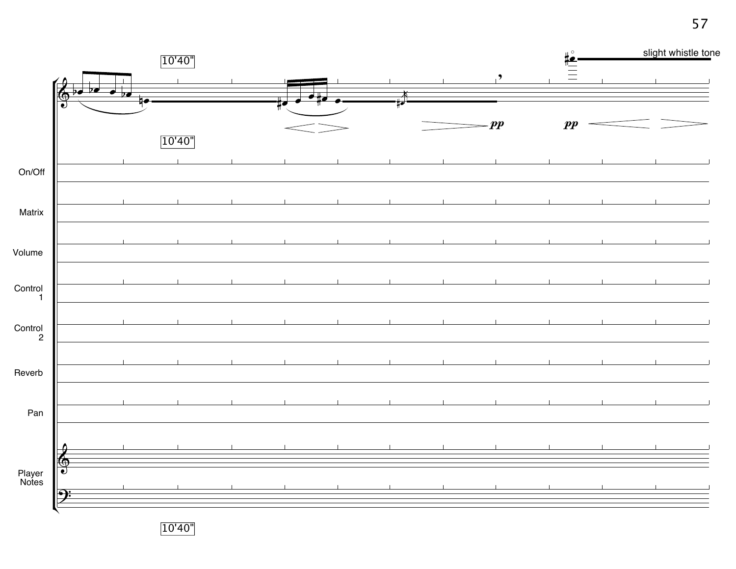10'40"

slight whistle tone

*pp* *pp*

10'40"

On/Off

Matrix

Volume

Control 1

Control 2

Reverb

Pan

Player Notes

10'40"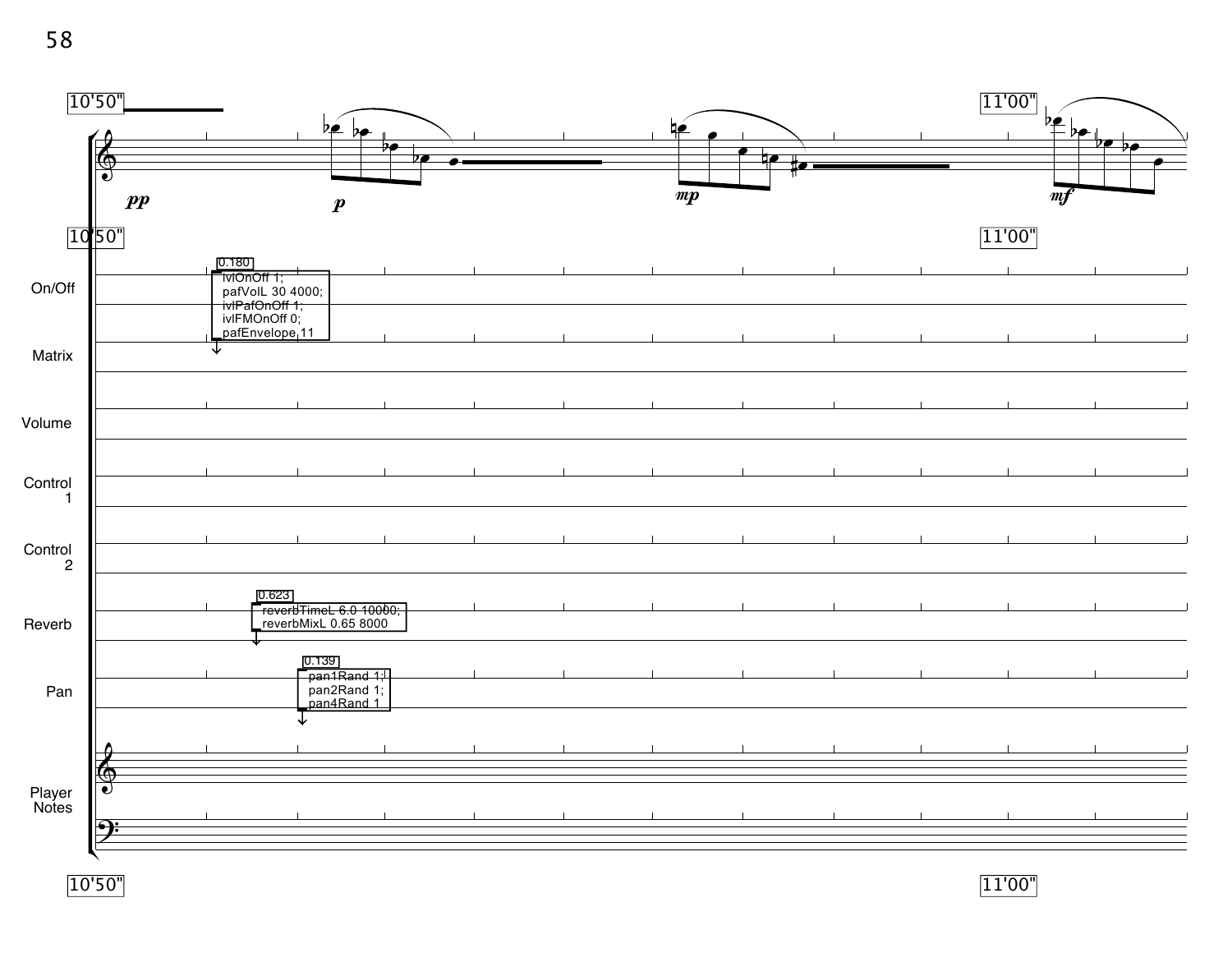10'50" — 11'00"

*pp* *p* *mp* *mf*

On/Off

0.180

```
ivlOnOff 1;
pafVolL 30 4000;
ivlPafOnOff 1;
ivlFMOnOff 0;
pafEnvelope 11
```

Matrix

Volume

Control 1

Control 2

Reverb

0.623

```
reverbTimeL 6.0 10000;
reverbMixL 0.65 8000
```

Pan

0.139

```
pan1Rand 1;
pan2Rand 1;
pan4Rand 1
```

Player Notes

10'50" — 11'00"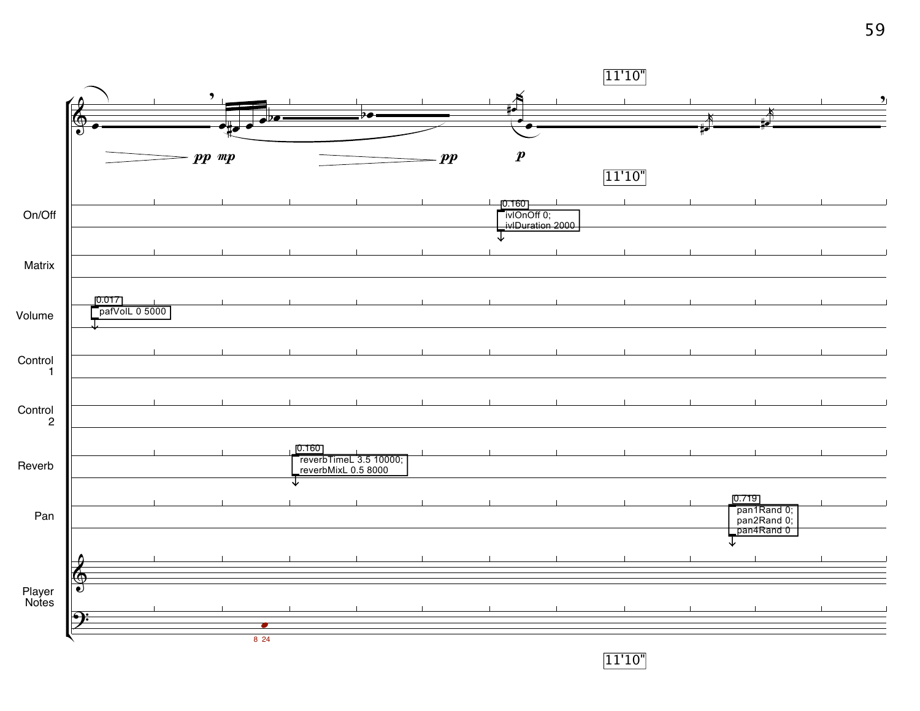11'10"

*pp* *mp* *pp* *p*

11'10"

**On/Off**

0.160
ivlOnOff 0;
ivlDuration 2000

**Matrix**

**Volume**

0.017
pafVolL 0 5000

**Control 1**

**Control 2**

**Reverb**

0.160
reverbTimeL 3.5 10000;
reverbMixL 0.5 8000

**Pan**

0.719
pan1Rand 0;
pan2Rand 0;
pan4Rand 0

**Player Notes**

8 24

11'10"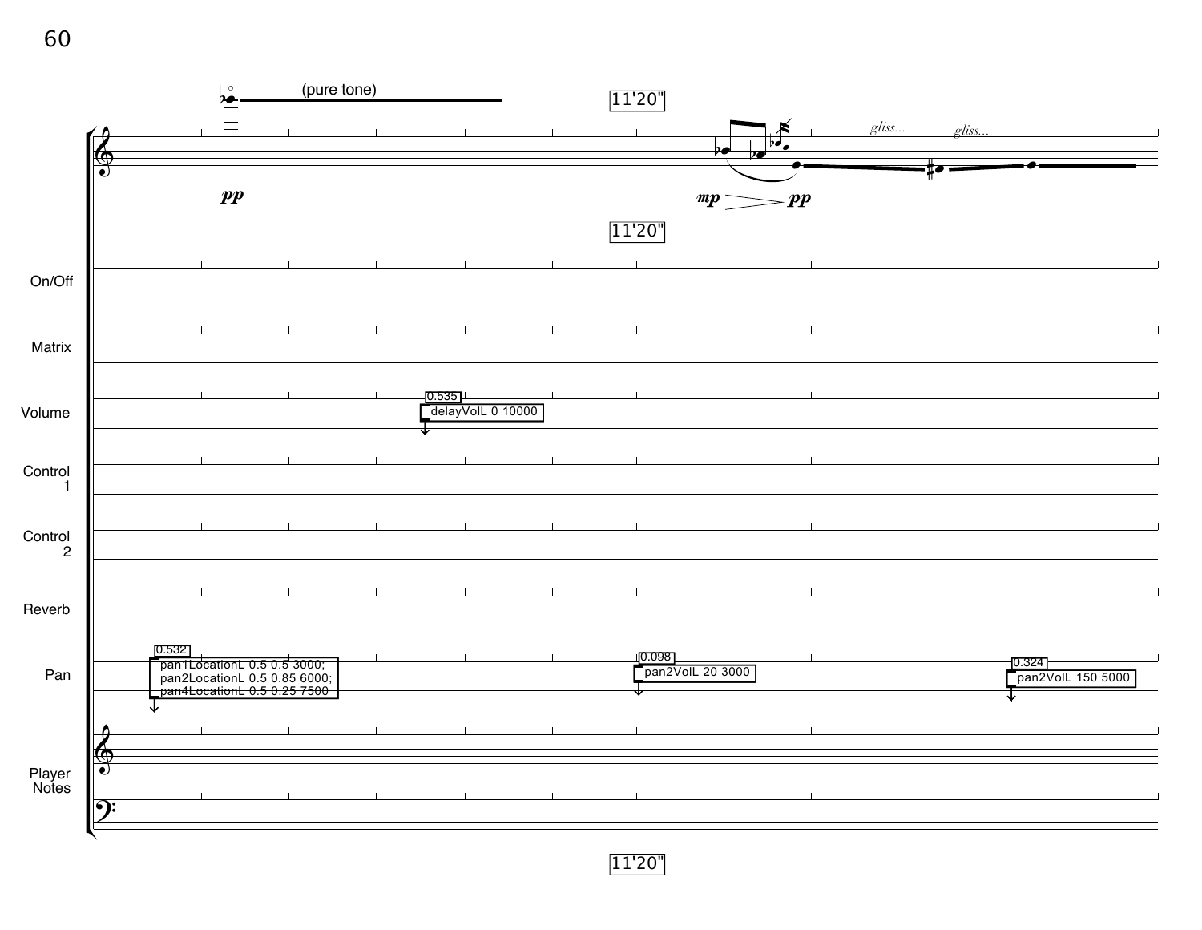11'20"

(pure tone)

*pp*

*mp* > *pp*

*gliss.* *gliss.*

On/Off

Matrix

Volume

0.535
delayVolL 0 10000

Control 1

Control 2

Reverb

Pan

0.532
pan1LocationL 0.5 0.5 3000;
pan2LocationL 0.5 0.85 6000;
pan4LocationL 0.5 0.25 7500

0.098
pan2VolL 20 3000

0.324
pan2VolL 150 5000

Player Notes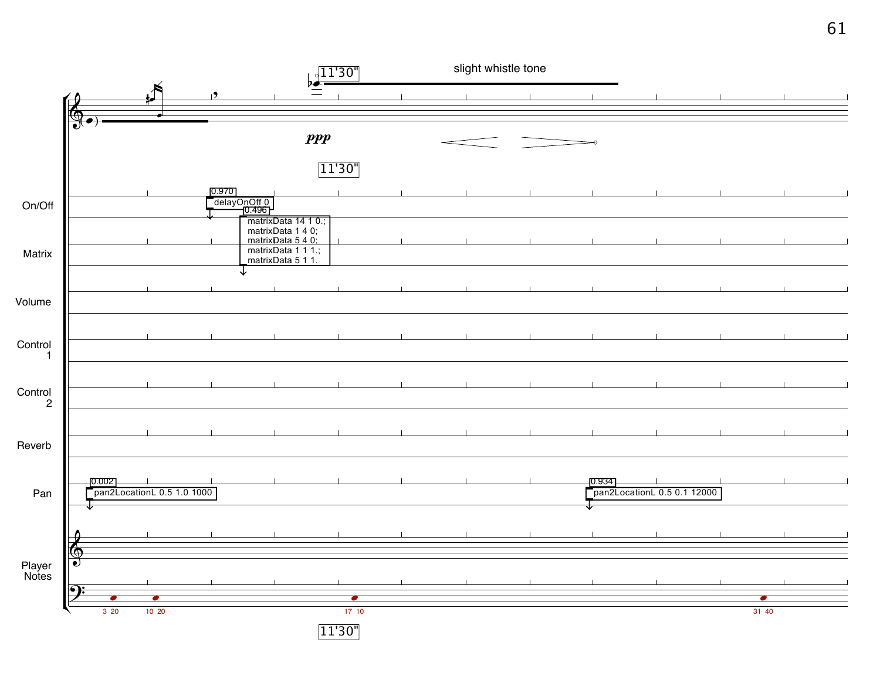11'30"

slight whistle tone

*ppp*

11'30"

On/Off

0.970
delayOnOff 0

Matrix

0.496
matrixData 14 1 0.;
matrixData 1 4 0;
matrixData 5 4 0;
matrixData 1 1 1.;
matrixData 5 1 1.

Volume

Control 1

Control 2

Reverb

Pan

0.002
pan2LocationL 0.5 1.0 1000

0.934
pan2LocationL 0.5 0.1 12000

Player Notes

3 20 10 20 17 10 31 40

11'30"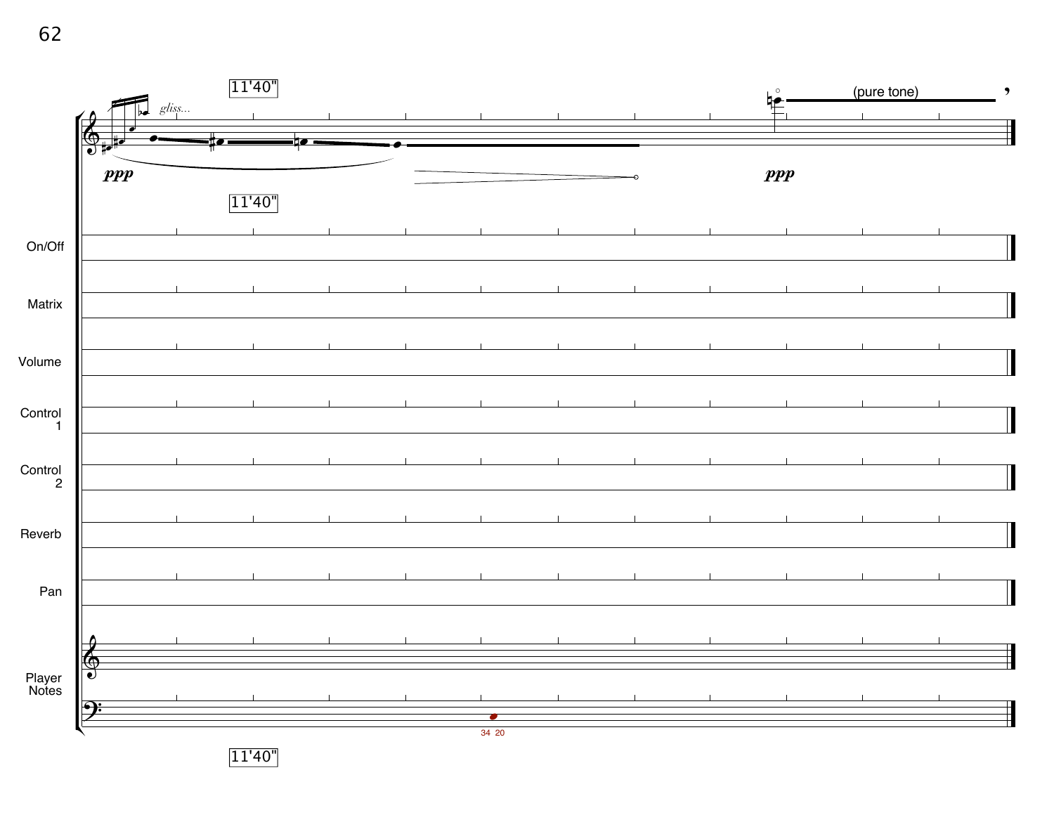11'40"

*gliss...*

(pure tone)

*ppp*

*ppp*

11'40"

On/Off

Matrix

Volume

Control 1

Control 2

Reverb

Pan

Player Notes

34 20

11'40"